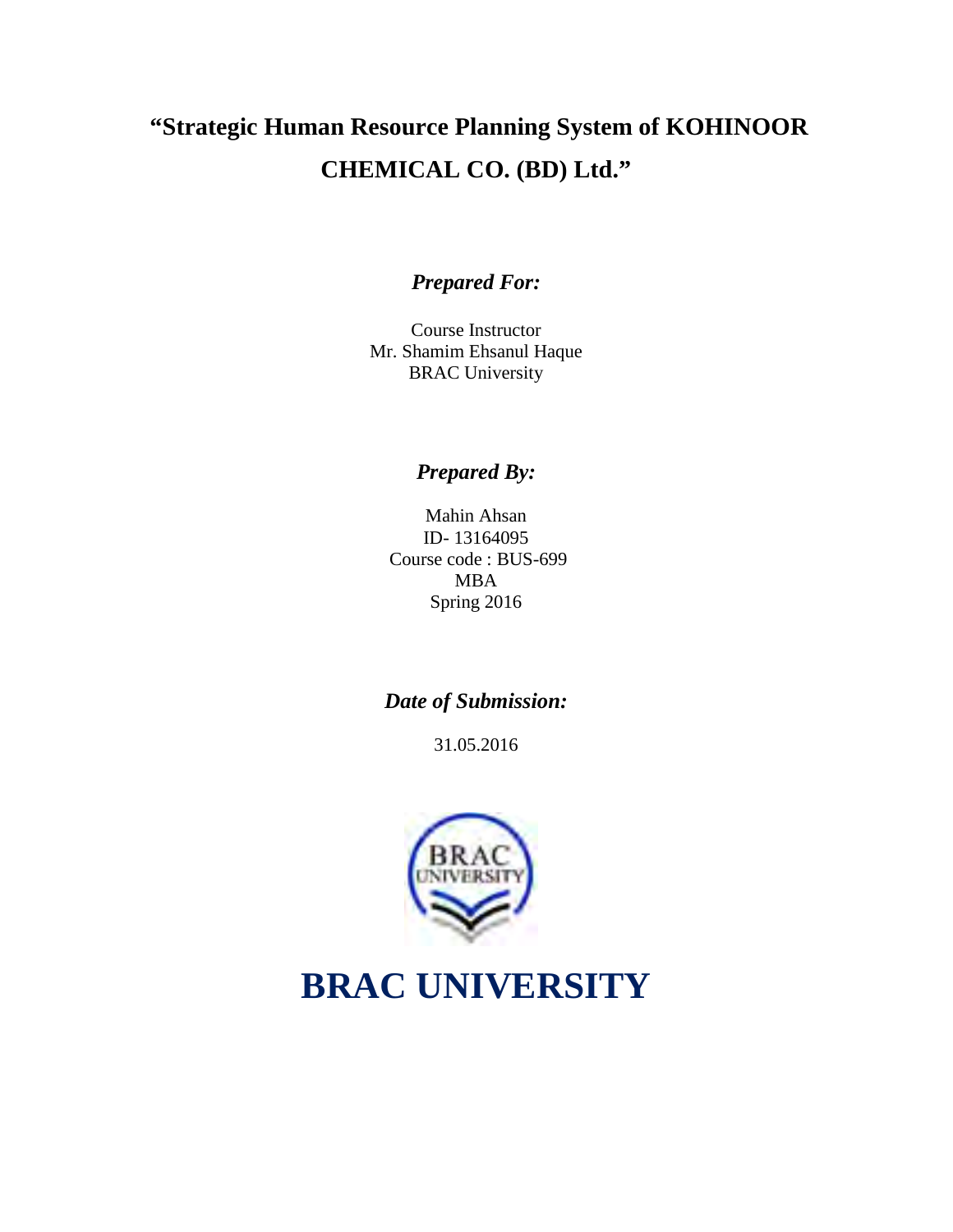# "Strategic Human Resource Planning System of KOHINOOR CHEMICAL CO. (BD) Ltd."

***Prepared For:***

Course Instructor
Mr. Shamim Ehsanul Haque
BRAC University

***Prepared By:***

Mahin Ahsan
ID- 13164095
Course code : BUS-699
MBA
Spring 2016

***Date of Submission:***

31.05.2016

# BRAC UNIVERSITY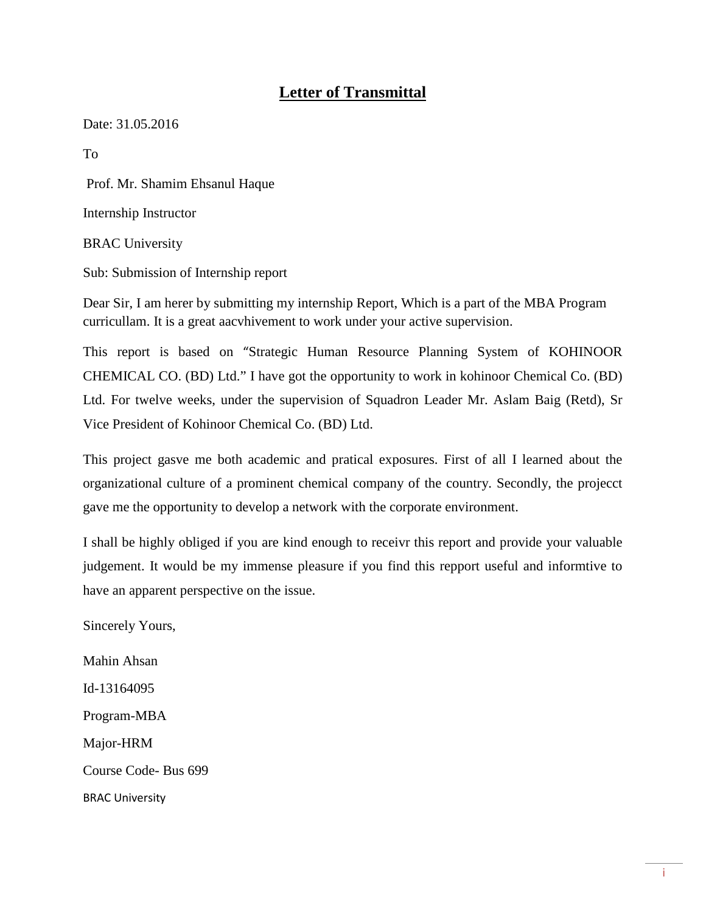# Letter of Transmittal

Date: 31.05.2016

To

Prof. Mr. Shamim Ehsanul Haque

Internship Instructor

BRAC University

Sub: Submission of Internship report

Dear Sir, I am herer by submitting my internship Report, Which is a part of the MBA Program curricullam. It is a great aacvhivement to work under your active supervision.

This report is based on "Strategic Human Resource Planning System of KOHINOOR CHEMICAL CO. (BD) Ltd." I have got the opportunity to work in kohinoor Chemical Co. (BD) Ltd. For twelve weeks, under the supervision of Squadron Leader Mr. Aslam Baig (Retd), Sr Vice President of Kohinoor Chemical Co. (BD) Ltd.

This project gasve me both academic and pratical exposures. First of all I learned about the organizational culture of a prominent chemical company of the country. Secondly, the projecct gave me the opportunity to develop a network with the corporate environment.

I shall be highly obliged if you are kind enough to receivr this report and provide your valuable judgement. It would be my immense pleasure if you find this repport useful and informtive to have an apparent perspective on the issue.

Sincerely Yours,

Mahin Ahsan

Id-13164095

Program-MBA

Major-HRM

Course Code- Bus 699

BRAC University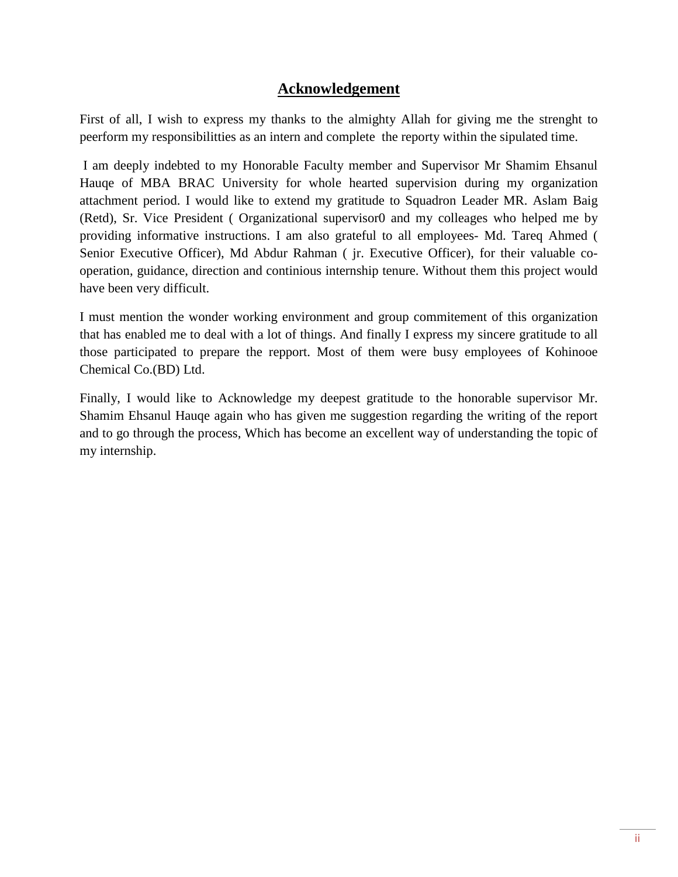## Acknowledgement

First of all, I wish to express my thanks to the almighty Allah for giving me the strenght to peerform my responsibilitties as an intern and complete the reporty within the sipulated time.

I am deeply indebted to my Honorable Faculty member and Supervisor Mr Shamim Ehsanul Hauqe of MBA BRAC University for whole hearted supervision during my organization attachment period. I would like to extend my gratitude to Squadron Leader MR. Aslam Baig (Retd), Sr. Vice President ( Organizational supervisor0 and my colleages who helped me by providing informative instructions. I am also grateful to all employees- Md. Tareq Ahmed ( Senior Executive Officer), Md Abdur Rahman ( jr. Executive Officer), for their valuable co-operation, guidance, direction and continious internship tenure. Without them this project would have been very difficult.

I must mention the wonder working environment and group commitement of this organization that has enabled me to deal with a lot of things. And finally I express my sincere gratitude to all those participated to prepare the repport. Most of them were busy employees of Kohinooe Chemical Co.(BD) Ltd.

Finally, I would like to Acknowledge my deepest gratitude to the honorable supervisor Mr. Shamim Ehsanul Hauqe again who has given me suggestion regarding the writing of the report and to go through the process, Which has become an excellent way of understanding the topic of my internship.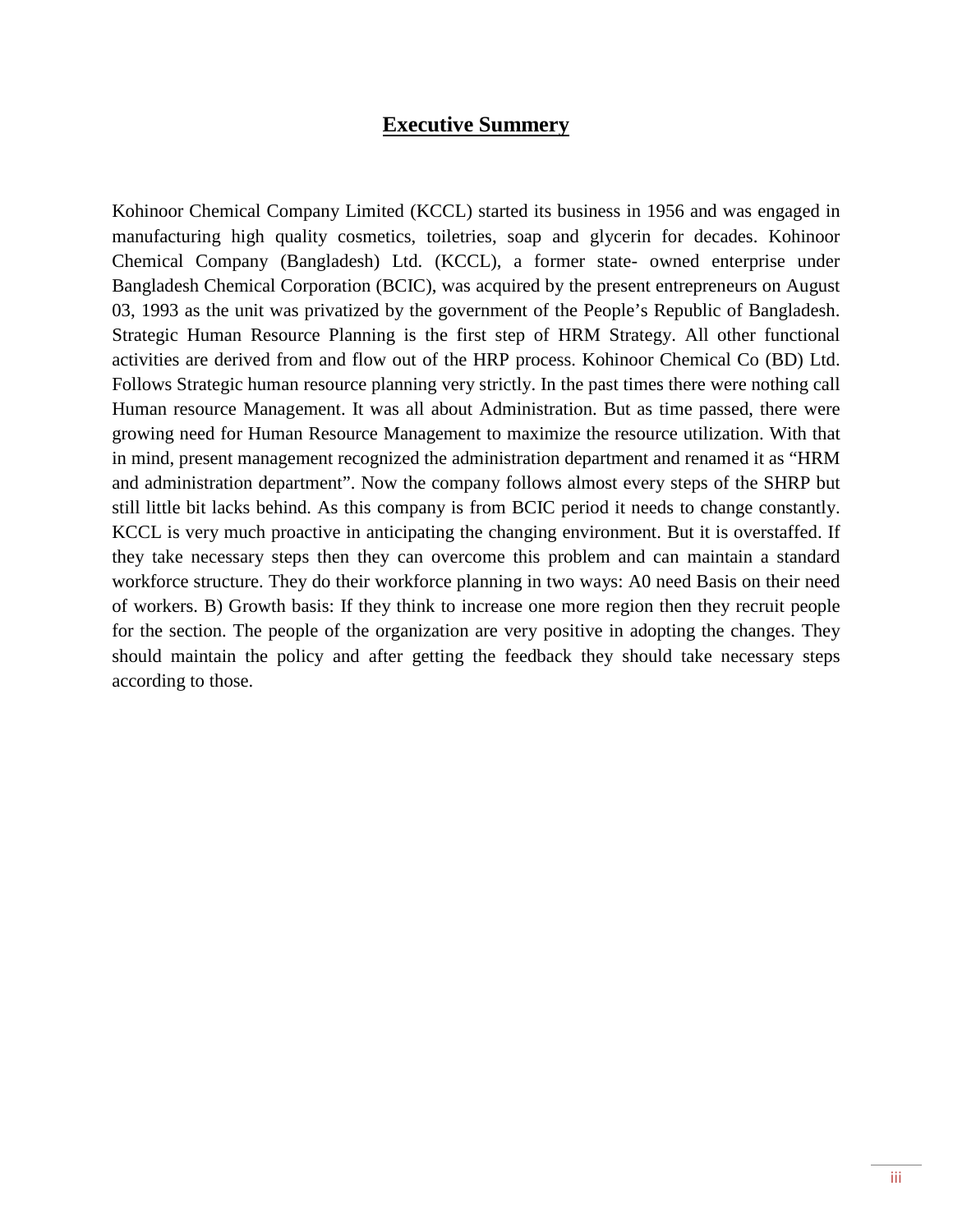# Executive Summery

Kohinoor Chemical Company Limited (KCCL) started its business in 1956 and was engaged in manufacturing high quality cosmetics, toiletries, soap and glycerin for decades. Kohinoor Chemical Company (Bangladesh) Ltd. (KCCL), a former state- owned enterprise under Bangladesh Chemical Corporation (BCIC), was acquired by the present entrepreneurs on August 03, 1993 as the unit was privatized by the government of the People's Republic of Bangladesh. Strategic Human Resource Planning is the first step of HRM Strategy. All other functional activities are derived from and flow out of the HRP process. Kohinoor Chemical Co (BD) Ltd. Follows Strategic human resource planning very strictly. In the past times there were nothing call Human resource Management. It was all about Administration. But as time passed, there were growing need for Human Resource Management to maximize the resource utilization. With that in mind, present management recognized the administration department and renamed it as "HRM and administration department". Now the company follows almost every steps of the SHRP but still little bit lacks behind. As this company is from BCIC period it needs to change constantly. KCCL is very much proactive in anticipating the changing environment. But it is overstaffed. If they take necessary steps then they can overcome this problem and can maintain a standard workforce structure. They do their workforce planning in two ways: A0 need Basis on their need of workers. B) Growth basis: If they think to increase one more region then they recruit people for the section. The people of the organization are very positive in adopting the changes. They should maintain the policy and after getting the feedback they should take necessary steps according to those.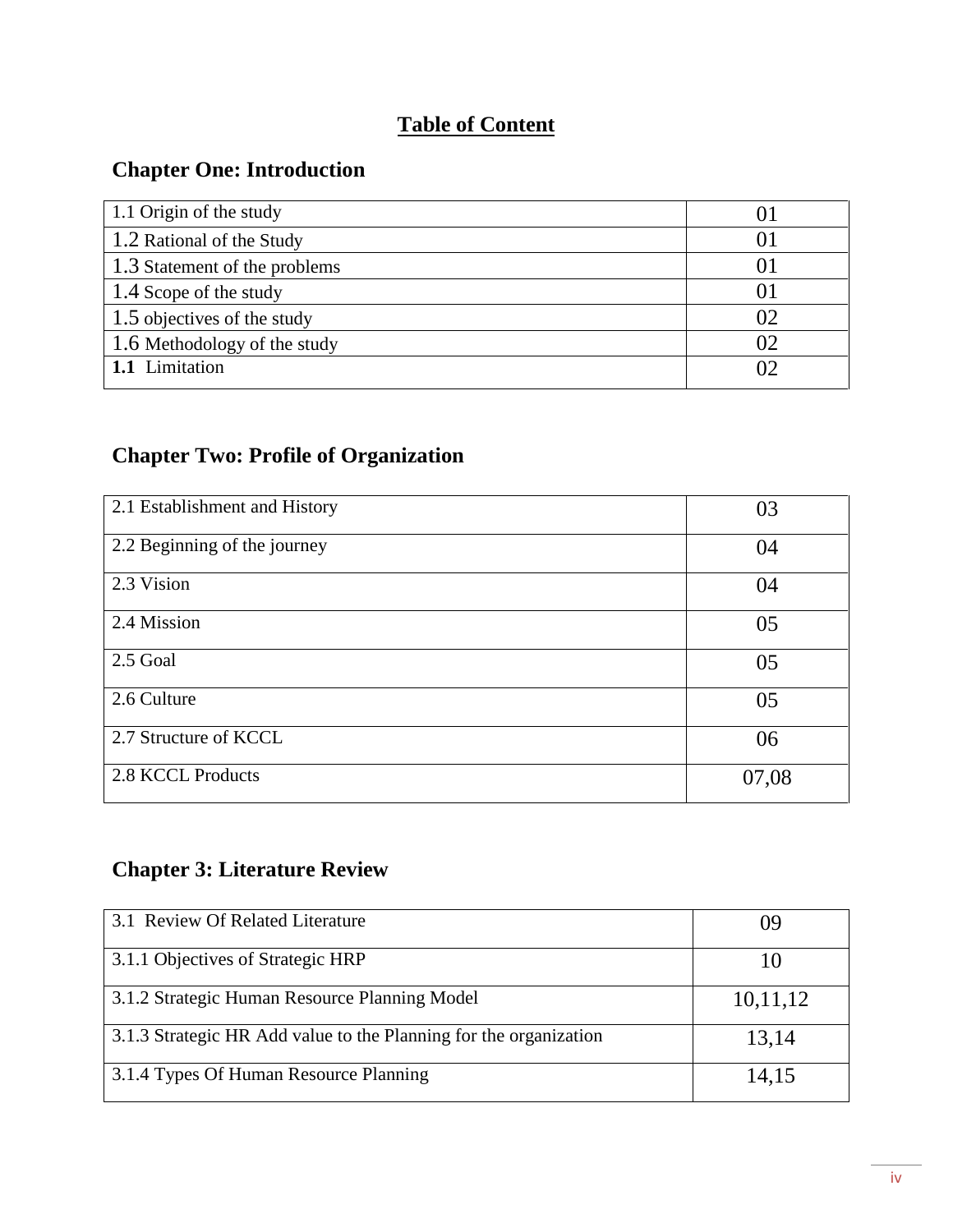# Table of Content

## Chapter One: Introduction

| | |
|---|---|
| 1.1 Origin of the study | 01 |
| 1.2 Rational of the Study | 01 |
| 1.3 Statement of the problems | 01 |
| 1.4 Scope of the study | 01 |
| 1.5 objectives of the study | 02 |
| 1.6 Methodology of the study | 02 |
| **1.1** Limitation | 02 |

## Chapter Two: Profile of Organization

| | |
|---|---|
| 2.1 Establishment and History | 03 |
| 2.2 Beginning of the journey | 04 |
| 2.3 Vision | 04 |
| 2.4 Mission | 05 |
| 2.5 Goal | 05 |
| 2.6 Culture | 05 |
| 2.7 Structure of KCCL | 06 |
| 2.8 KCCL Products | 07,08 |

## Chapter 3: Literature Review

| | |
|---|---|
| 3.1 Review Of Related Literature | 09 |
| 3.1.1 Objectives of Strategic HRP | 10 |
| 3.1.2 Strategic Human Resource Planning Model | 10,11,12 |
| 3.1.3 Strategic HR Add value to the Planning for the organization | 13,14 |
| 3.1.4 Types Of Human Resource Planning | 14,15 |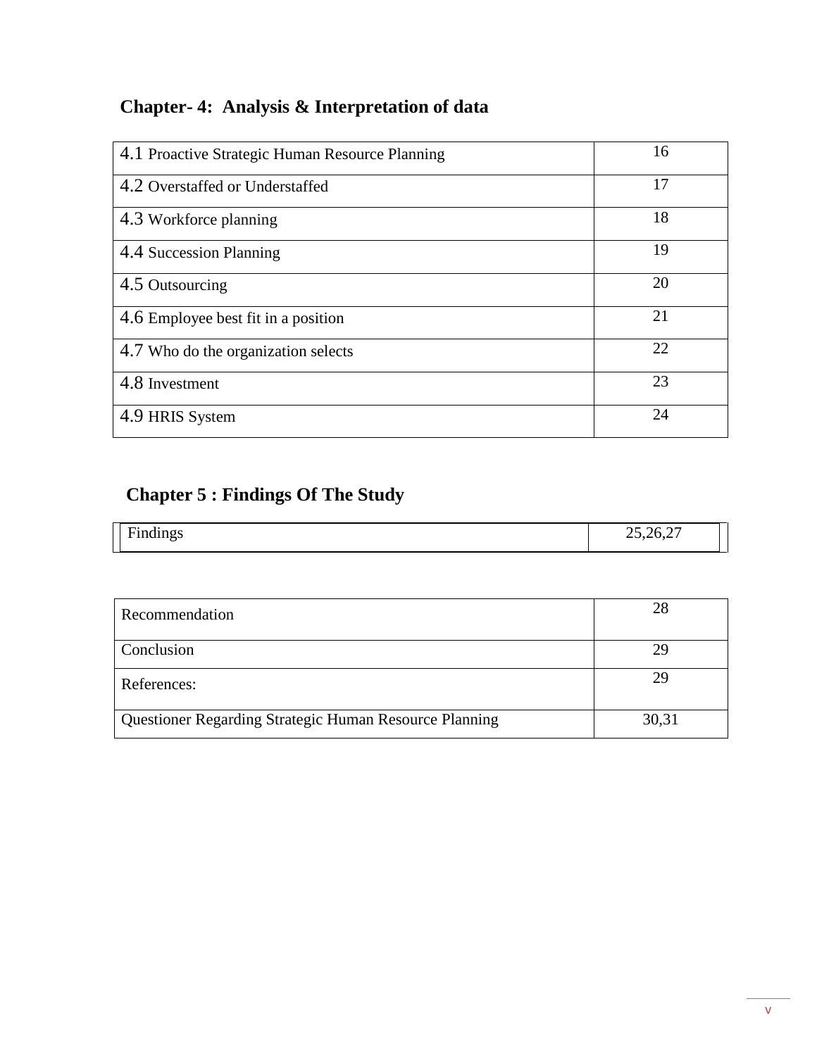## Chapter- 4: Analysis & Interpretation of data

| | |
|---|---|
| 4.1 Proactive Strategic Human Resource Planning | 16 |
| 4.2 Overstaffed or Understaffed | 17 |
| 4.3 Workforce planning | 18 |
| 4.4 Succession Planning | 19 |
| 4.5 Outsourcing | 20 |
| 4.6 Employee best fit in a position | 21 |
| 4.7 Who do the organization selects | 22 |
| 4.8 Investment | 23 |
| 4.9 HRIS System | 24 |

## Chapter 5 : Findings Of The Study

| | |
|---|---|
| Findings | 25,26,27 |

| | |
|---|---|
| Recommendation | 28 |
| Conclusion | 29 |
| References: | 29 |
| Questioner Regarding Strategic Human Resource Planning | 30,31 |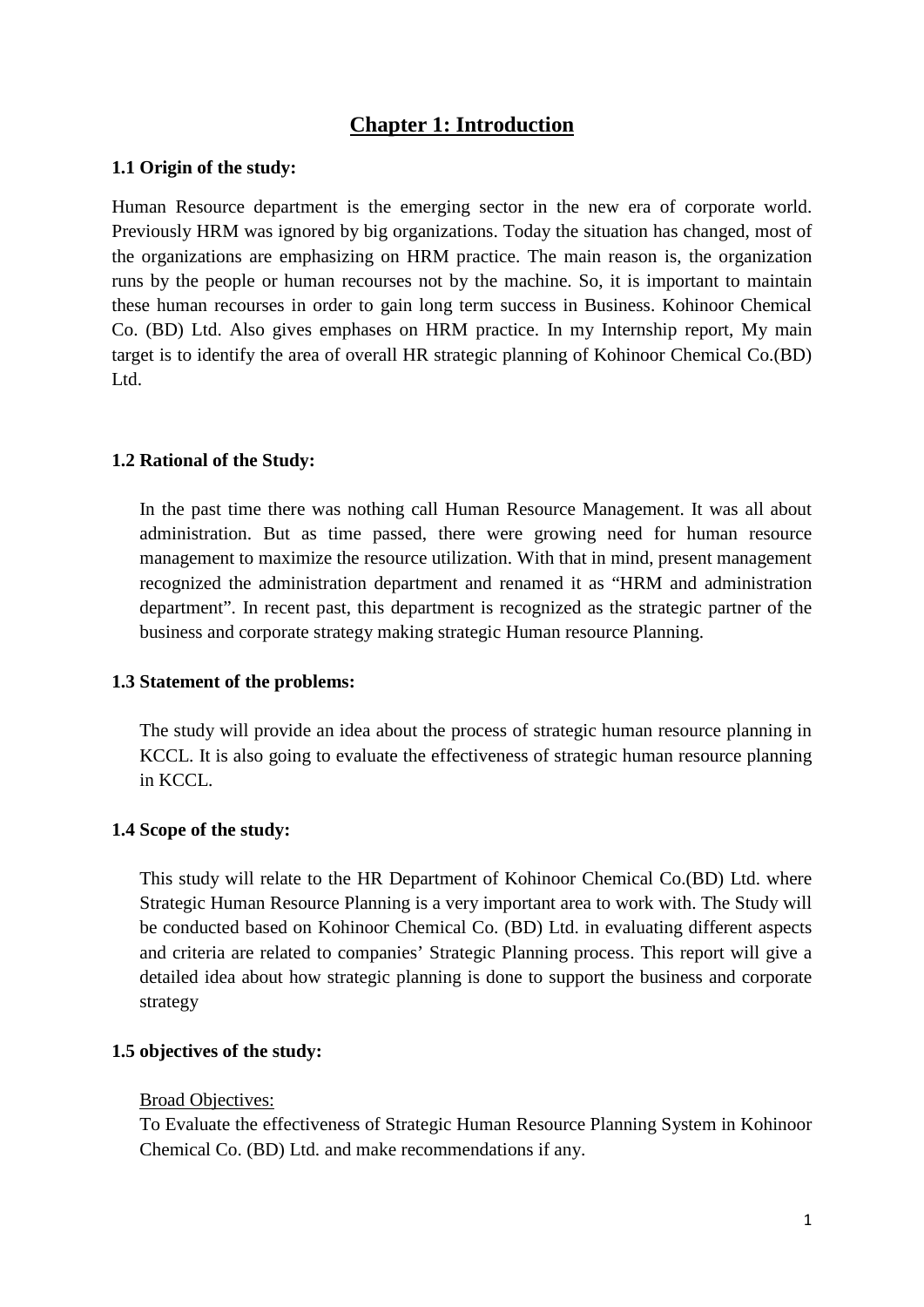# Chapter 1: Introduction

**1.1 Origin of the study:**

Human Resource department is the emerging sector in the new era of corporate world. Previously HRM was ignored by big organizations. Today the situation has changed, most of the organizations are emphasizing on HRM practice. The main reason is, the organization runs by the people or human recourses not by the machine. So, it is important to maintain these human recourses in order to gain long term success in Business. Kohinoor Chemical Co. (BD) Ltd. Also gives emphases on HRM practice. In my Internship report, My main target is to identify the area of overall HR strategic planning of Kohinoor Chemical Co.(BD) Ltd.

**1.2 Rational of the Study:**

In the past time there was nothing call Human Resource Management. It was all about administration. But as time passed, there were growing need for human resource management to maximize the resource utilization. With that in mind, present management recognized the administration department and renamed it as "HRM and administration department". In recent past, this department is recognized as the strategic partner of the business and corporate strategy making strategic Human resource Planning.

**1.3 Statement of the problems:**

The study will provide an idea about the process of strategic human resource planning in KCCL. It is also going to evaluate the effectiveness of strategic human resource planning in KCCL.

**1.4 Scope of the study:**

This study will relate to the HR Department of Kohinoor Chemical Co.(BD) Ltd. where Strategic Human Resource Planning is a very important area to work with. The Study will be conducted based on Kohinoor Chemical Co. (BD) Ltd. in evaluating different aspects and criteria are related to companies' Strategic Planning process. This report will give a detailed idea about how strategic planning is done to support the business and corporate strategy

**1.5 objectives of the study:**

Broad Objectives:

To Evaluate the effectiveness of Strategic Human Resource Planning System in Kohinoor Chemical Co. (BD) Ltd. and make recommendations if any.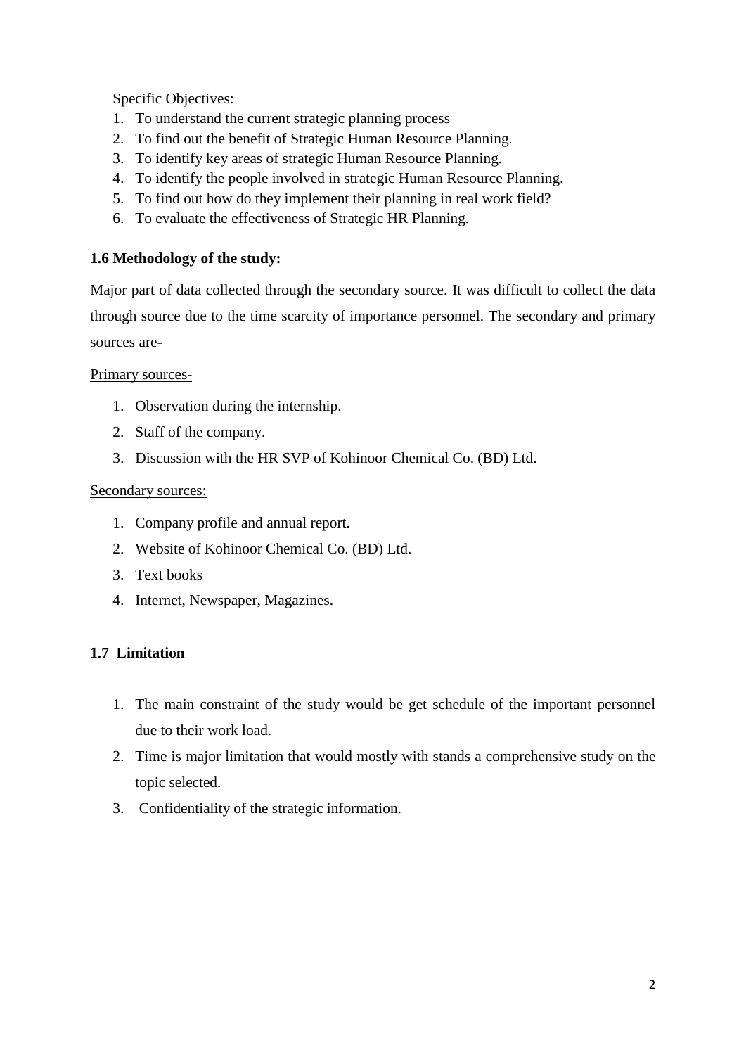Specific Objectives:

1. To understand the current strategic planning process
2. To find out the benefit of Strategic Human Resource Planning.
3. To identify key areas of strategic Human Resource Planning.
4. To identify the people involved in strategic Human Resource Planning.
5. To find out how do they implement their planning in real work field?
6. To evaluate the effectiveness of Strategic HR Planning.

### 1.6 Methodology of the study:

Major part of data collected through the secondary source. It was difficult to collect the data through source due to the time scarcity of importance personnel. The secondary and primary sources are-

Primary sources-

1. Observation during the internship.
2. Staff of the company.
3. Discussion with the HR SVP of Kohinoor Chemical Co. (BD) Ltd.

Secondary sources:

1. Company profile and annual report.
2. Website of Kohinoor Chemical Co. (BD) Ltd.
3. Text books
4. Internet, Newspaper, Magazines.

### 1.7 Limitation

1. The main constraint of the study would be get schedule of the important personnel due to their work load.
2. Time is major limitation that would mostly with stands a comprehensive study on the topic selected.
3. Confidentiality of the strategic information.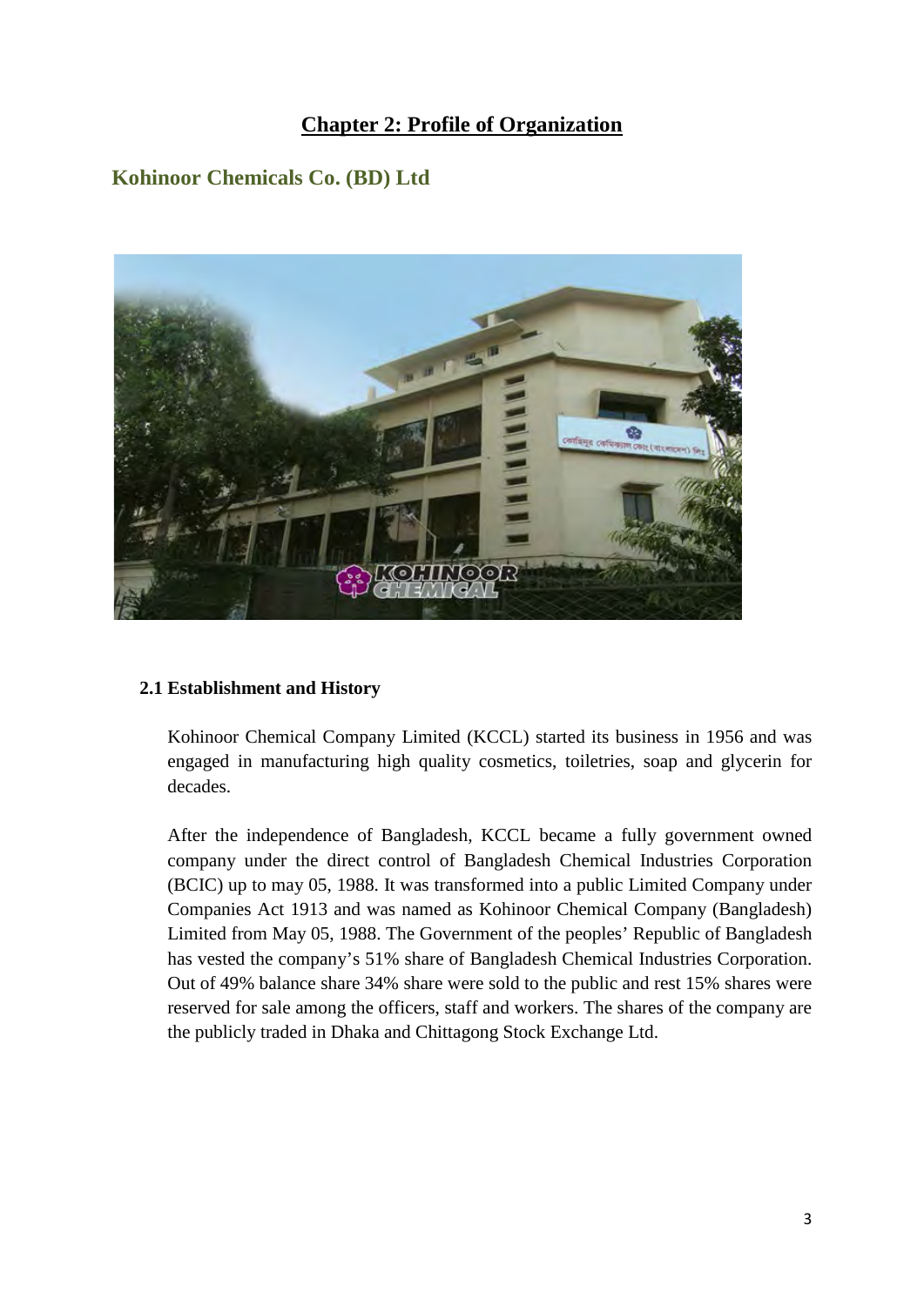# Chapter 2: Profile of Organization

## Kohinoor Chemicals Co. (BD) Ltd

### 2.1 Establishment and History

Kohinoor Chemical Company Limited (KCCL) started its business in 1956 and was engaged in manufacturing high quality cosmetics, toiletries, soap and glycerin for decades.

After the independence of Bangladesh, KCCL became a fully government owned company under the direct control of Bangladesh Chemical Industries Corporation (BCIC) up to may 05, 1988. It was transformed into a public Limited Company under Companies Act 1913 and was named as Kohinoor Chemical Company (Bangladesh) Limited from May 05, 1988. The Government of the peoples' Republic of Bangladesh has vested the company's 51% share of Bangladesh Chemical Industries Corporation. Out of 49% balance share 34% share were sold to the public and rest 15% shares were reserved for sale among the officers, staff and workers. The shares of the company are the publicly traded in Dhaka and Chittagong Stock Exchange Ltd.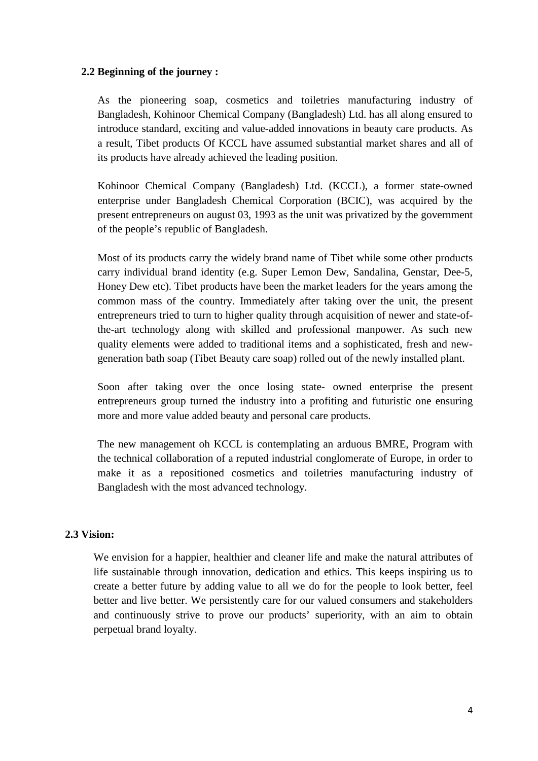## 2.2 Beginning of the journey :

As the pioneering soap, cosmetics and toiletries manufacturing industry of Bangladesh, Kohinoor Chemical Company (Bangladesh) Ltd. has all along ensured to introduce standard, exciting and value-added innovations in beauty care products. As a result, Tibet products Of KCCL have assumed substantial market shares and all of its products have already achieved the leading position.

Kohinoor Chemical Company (Bangladesh) Ltd. (KCCL), a former state-owned enterprise under Bangladesh Chemical Corporation (BCIC), was acquired by the present entrepreneurs on august 03, 1993 as the unit was privatized by the government of the people's republic of Bangladesh.

Most of its products carry the widely brand name of Tibet while some other products carry individual brand identity (e.g. Super Lemon Dew, Sandalina, Genstar, Dee-5, Honey Dew etc). Tibet products have been the market leaders for the years among the common mass of the country. Immediately after taking over the unit, the present entrepreneurs tried to turn to higher quality through acquisition of newer and state-of-the-art technology along with skilled and professional manpower. As such new quality elements were added to traditional items and a sophisticated, fresh and new-generation bath soap (Tibet Beauty care soap) rolled out of the newly installed plant.

Soon after taking over the once losing state- owned enterprise the present entrepreneurs group turned the industry into a profiting and futuristic one ensuring more and more value added beauty and personal care products.

The new management oh KCCL is contemplating an arduous BMRE, Program with the technical collaboration of a reputed industrial conglomerate of Europe, in order to make it as a repositioned cosmetics and toiletries manufacturing industry of Bangladesh with the most advanced technology.

## 2.3 Vision:

We envision for a happier, healthier and cleaner life and make the natural attributes of life sustainable through innovation, dedication and ethics. This keeps inspiring us to create a better future by adding value to all we do for the people to look better, feel better and live better. We persistently care for our valued consumers and stakeholders and continuously strive to prove our products' superiority, with an aim to obtain perpetual brand loyalty.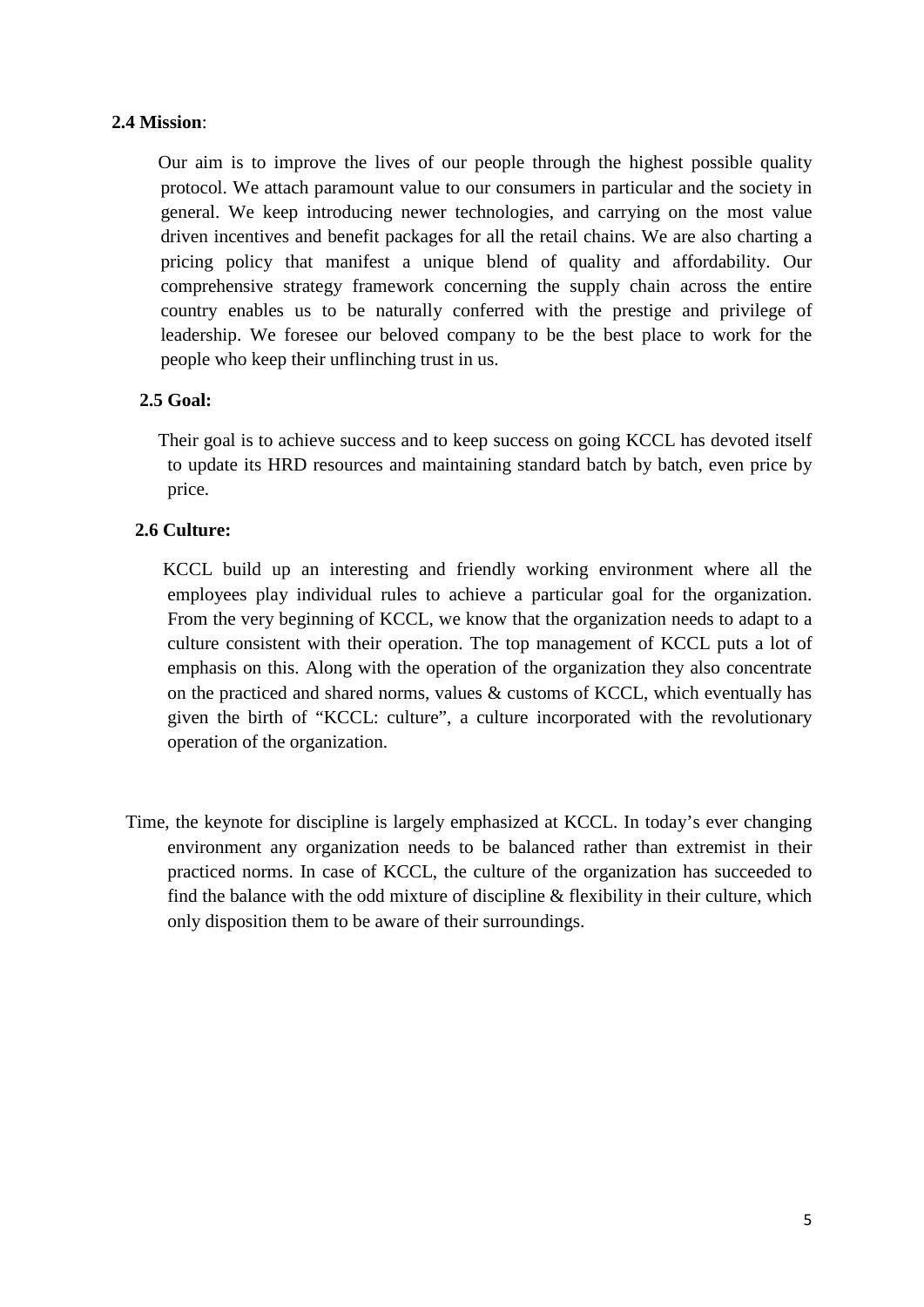### 2.4 Mission:

Our aim is to improve the lives of our people through the highest possible quality protocol. We attach paramount value to our consumers in particular and the society in general. We keep introducing newer technologies, and carrying on the most value driven incentives and benefit packages for all the retail chains. We are also charting a pricing policy that manifest a unique blend of quality and affordability. Our comprehensive strategy framework concerning the supply chain across the entire country enables us to be naturally conferred with the prestige and privilege of leadership. We foresee our beloved company to be the best place to work for the people who keep their unflinching trust in us.

### 2.5 Goal:

Their goal is to achieve success and to keep success on going KCCL has devoted itself to update its HRD resources and maintaining standard batch by batch, even price by price.

### 2.6 Culture:

KCCL build up an interesting and friendly working environment where all the employees play individual rules to achieve a particular goal for the organization. From the very beginning of KCCL, we know that the organization needs to adapt to a culture consistent with their operation. The top management of KCCL puts a lot of emphasis on this. Along with the operation of the organization they also concentrate on the practiced and shared norms, values & customs of KCCL, which eventually has given the birth of "KCCL: culture", a culture incorporated with the revolutionary operation of the organization.

Time, the keynote for discipline is largely emphasized at KCCL. In today's ever changing environment any organization needs to be balanced rather than extremist in their practiced norms. In case of KCCL, the culture of the organization has succeeded to find the balance with the odd mixture of discipline & flexibility in their culture, which only disposition them to be aware of their surroundings.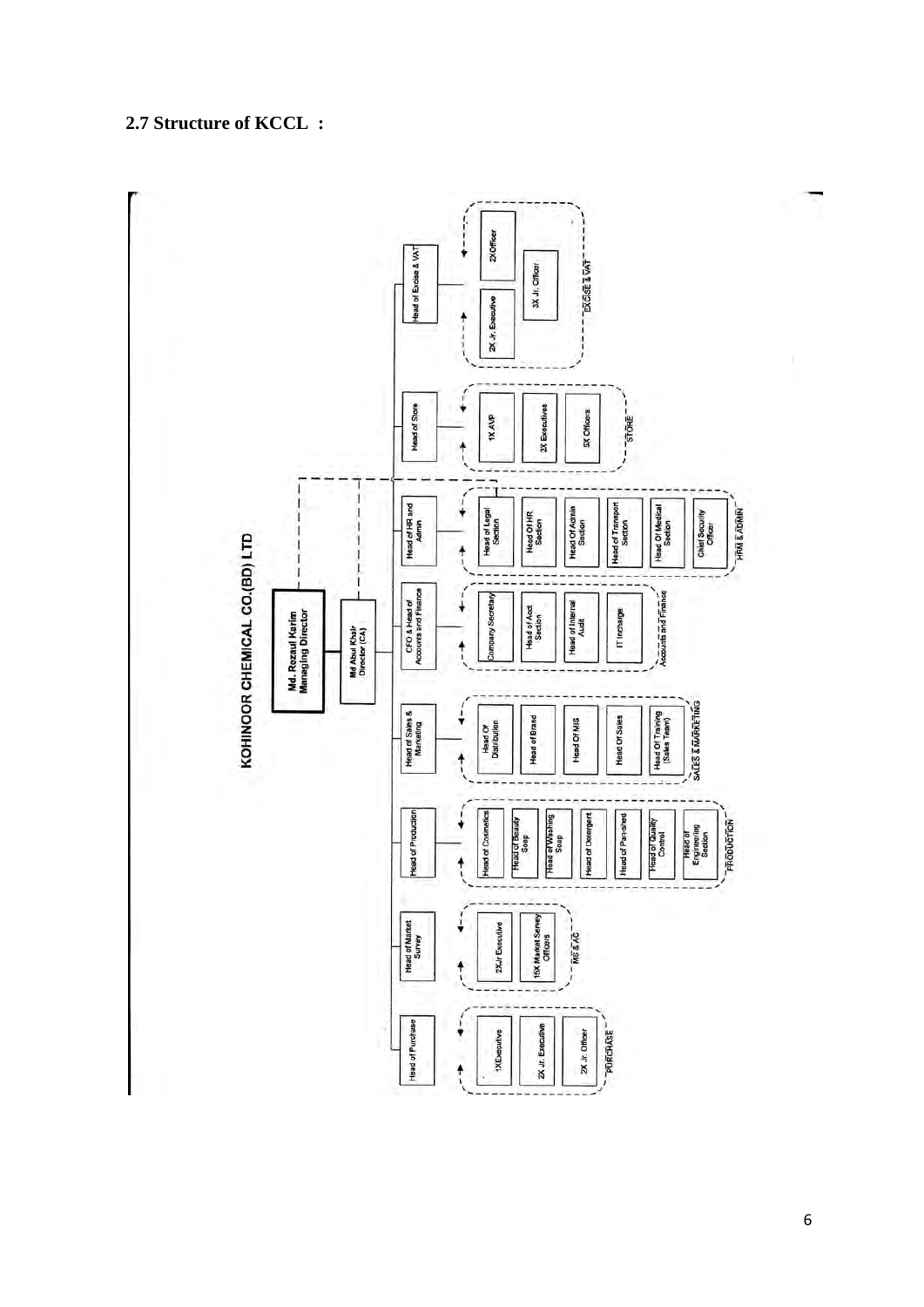## 2.7 Structure of KCCL :

**KOHINOOR CHEMICAL CO.(BD) LTD**

- **Md. Rezaul Karim**, Managing Director
  - **Md Abul Khair**, Director (CA)

**Head of Purchase** (PURCHASE)
- 1X Executive
- 2X Jr. Executive
- 2X Jr. Officer

**Head of Market Survey** (MS & AC)
- 2X Jr Executive
- 15X Market Servey Officers

**Head of Production** (PRODUCTION)
- Head of Cosmetics
- Head of Beauty Soap
- Head of Washing Soap
- Head of Detergent
- Head of Pan-shed
- Head of Quality Control
- Head of Engineering Section

**Head of Sales & Marketing** (SALES & MARKETING)
- Head Of Distribution
- Head of Brand
- Head Of MIS
- Head Of Sales
- Head Of Training (Sales Team)

**CFO & Head of Accounts and Finance** (Accounts and Finance)
- Company Secretary
- Head of Acct Section
- Head of Internal Audit
- IT Incharge

**Head of HR and Admin** (HRM & ADMIN)
- Head of Legal Section
- Head Of HR Section
- Head Of Admin Section
- Head of Transport Section
- Head Of Medical Section
- Chief Security Officer

**Head of Store** (STORE)
- 1X AVP
- 2X Executives
- 5X Officers

**Head of Excise & VAT** (EXCISE & VAT)
- 2X Jr. Executive
- 2X Officer
- 3X Jr. Officer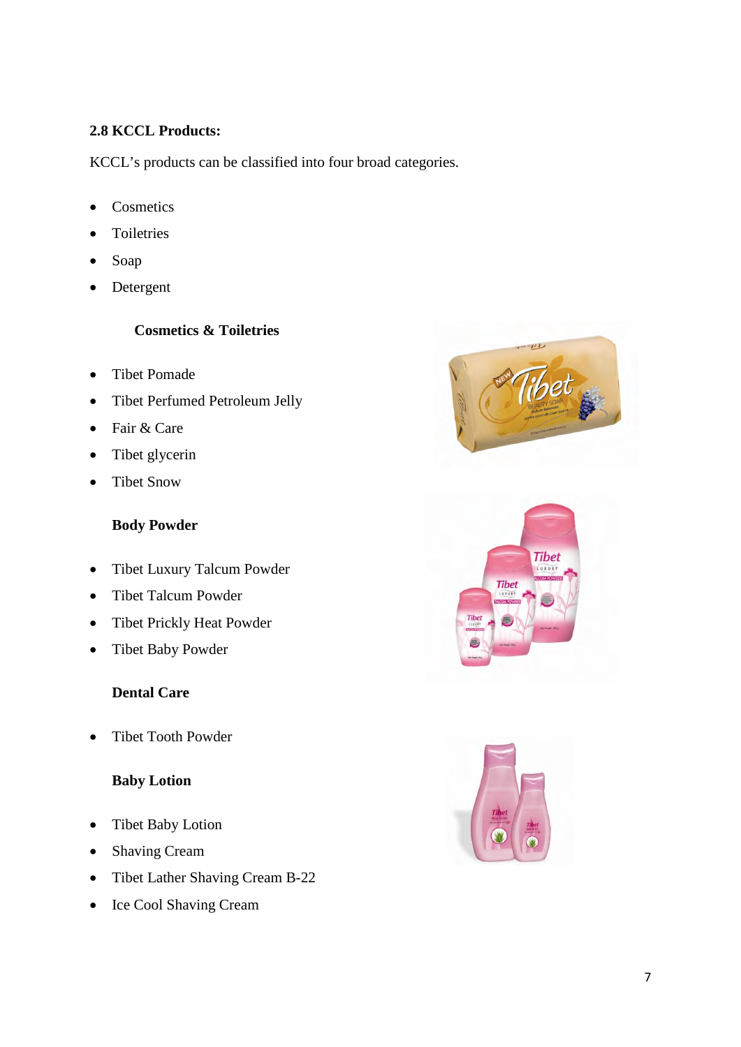### 2.8 KCCL Products:

KCCL's products can be classified into four broad categories.

- Cosmetics
- Toiletries
- Soap
- Detergent

**Cosmetics & Toiletries**

- Tibet Pomade
- Tibet Perfumed Petroleum Jelly
- Fair & Care
- Tibet glycerin
- Tibet Snow

**Body Powder**

- Tibet Luxury Talcum Powder
- Tibet Talcum Powder
- Tibet Prickly Heat Powder
- Tibet Baby Powder

**Dental Care**

- Tibet Tooth Powder

**Baby Lotion**

- Tibet Baby Lotion
- Shaving Cream
- Tibet Lather Shaving Cream B-22
- Ice Cool Shaving Cream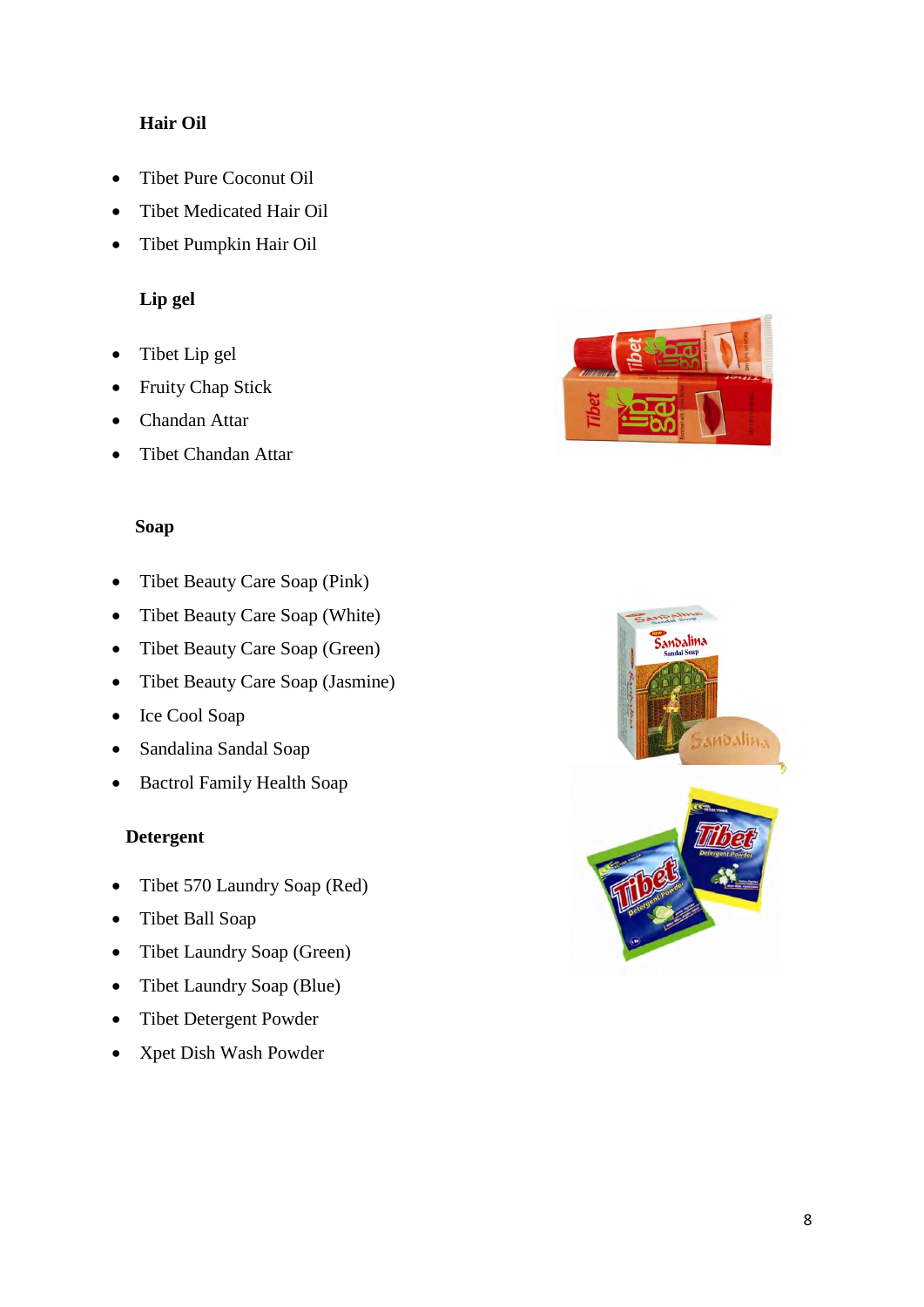### Hair Oil

- Tibet Pure Coconut Oil
- Tibet Medicated Hair Oil
- Tibet Pumpkin Hair Oil

### Lip gel

- Tibet Lip gel
- Fruity Chap Stick
- Chandan Attar
- Tibet Chandan Attar

### Soap

- Tibet Beauty Care Soap (Pink)
- Tibet Beauty Care Soap (White)
- Tibet Beauty Care Soap (Green)
- Tibet Beauty Care Soap (Jasmine)
- Ice Cool Soap
- Sandalina Sandal Soap
- Bactrol Family Health Soap

### Detergent

- Tibet 570 Laundry Soap (Red)
- Tibet Ball Soap
- Tibet Laundry Soap (Green)
- Tibet Laundry Soap (Blue)
- Tibet Detergent Powder
- Xpet Dish Wash Powder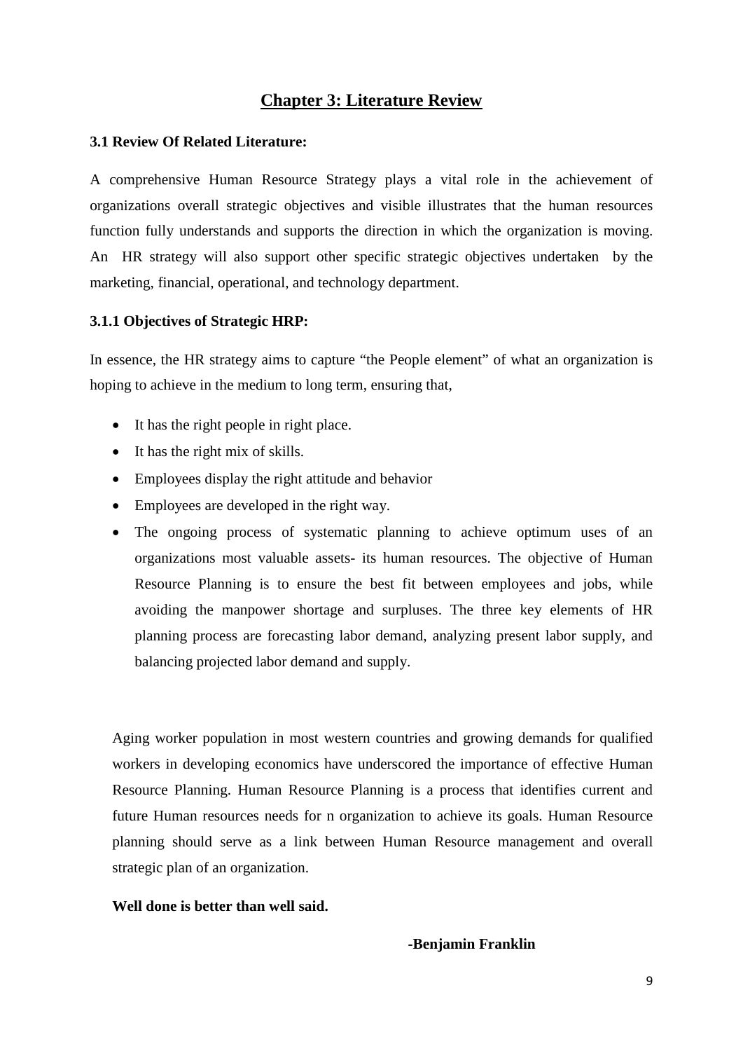# Chapter 3: Literature Review

### 3.1 Review Of Related Literature:

A comprehensive Human Resource Strategy plays a vital role in the achievement of organizations overall strategic objectives and visible illustrates that the human resources function fully understands and supports the direction in which the organization is moving. An HR strategy will also support other specific strategic objectives undertaken by the marketing, financial, operational, and technology department.

#### 3.1.1 Objectives of Strategic HRP:

In essence, the HR strategy aims to capture "the People element" of what an organization is hoping to achieve in the medium to long term, ensuring that,

- It has the right people in right place.
- It has the right mix of skills.
- Employees display the right attitude and behavior
- Employees are developed in the right way.
- The ongoing process of systematic planning to achieve optimum uses of an organizations most valuable assets- its human resources. The objective of Human Resource Planning is to ensure the best fit between employees and jobs, while avoiding the manpower shortage and surpluses. The three key elements of HR planning process are forecasting labor demand, analyzing present labor supply, and balancing projected labor demand and supply.

Aging worker population in most western countries and growing demands for qualified workers in developing economics have underscored the importance of effective Human Resource Planning. Human Resource Planning is a process that identifies current and future Human resources needs for n organization to achieve its goals. Human Resource planning should serve as a link between Human Resource management and overall strategic plan of an organization.

**Well done is better than well said.**

**-Benjamin Franklin**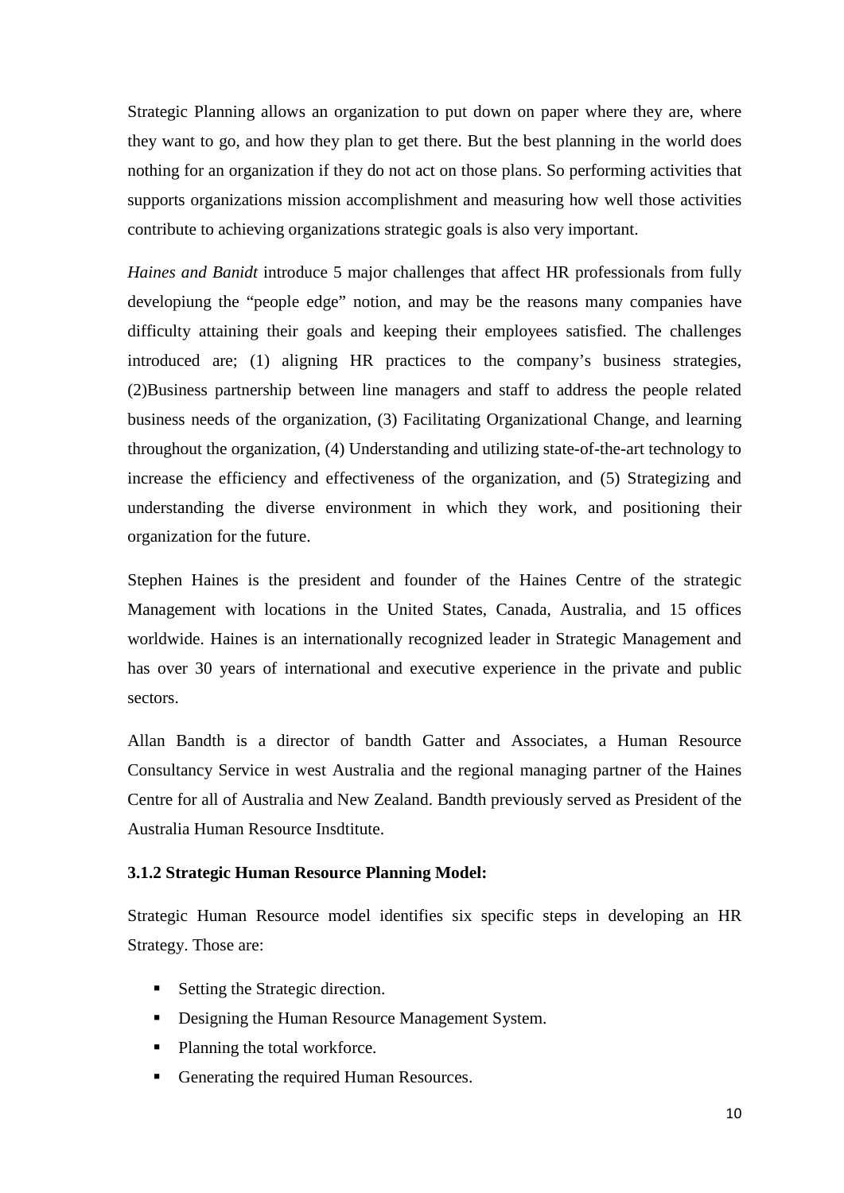Strategic Planning allows an organization to put down on paper where they are, where they want to go, and how they plan to get there. But the best planning in the world does nothing for an organization if they do not act on those plans. So performing activities that supports organizations mission accomplishment and measuring how well those activities contribute to achieving organizations strategic goals is also very important.

*Haines and Banidt* introduce 5 major challenges that affect HR professionals from fully developiung the "people edge" notion, and may be the reasons many companies have difficulty attaining their goals and keeping their employees satisfied. The challenges introduced are; (1) aligning HR practices to the company's business strategies, (2)Business partnership between line managers and staff to address the people related business needs of the organization, (3) Facilitating Organizational Change, and learning throughout the organization, (4) Understanding and utilizing state-of-the-art technology to increase the efficiency and effectiveness of the organization, and (5) Strategizing and understanding the diverse environment in which they work, and positioning their organization for the future.

Stephen Haines is the president and founder of the Haines Centre of the strategic Management with locations in the United States, Canada, Australia, and 15 offices worldwide. Haines is an internationally recognized leader in Strategic Management and has over 30 years of international and executive experience in the private and public sectors.

Allan Bandth is a director of bandth Gatter and Associates, a Human Resource Consultancy Service in west Australia and the regional managing partner of the Haines Centre for all of Australia and New Zealand. Bandth previously served as President of the Australia Human Resource Insdtitute.

### 3.1.2 Strategic Human Resource Planning Model:

Strategic Human Resource model identifies six specific steps in developing an HR Strategy. Those are:

- Setting the Strategic direction.
- Designing the Human Resource Management System.
- Planning the total workforce.
- Generating the required Human Resources.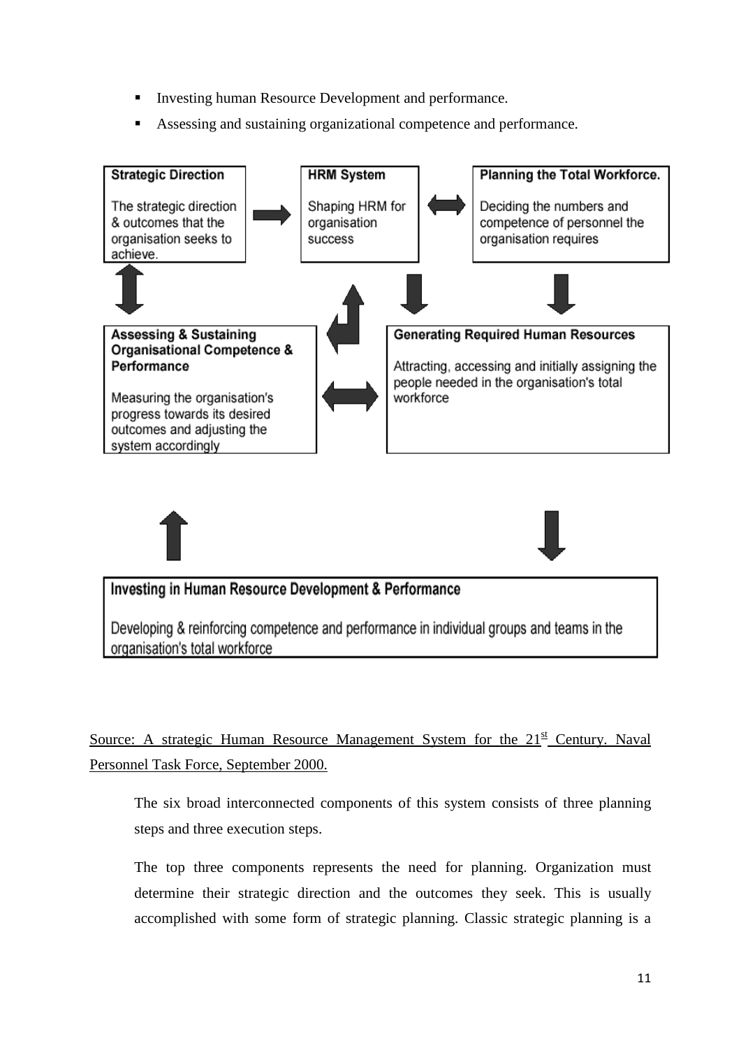- Investing human Resource Development and performance.
- Assessing and sustaining organizational competence and performance.

**Strategic Direction**

The strategic direction & outcomes that the organisation seeks to achieve.

**HRM System**

Shaping HRM for organisation success

**Planning the Total Workforce.**

Deciding the numbers and competence of personnel the organisation requires

**Assessing & Sustaining Organisational Competence & Performance**

Measuring the organisation's progress towards its desired outcomes and adjusting the system accordingly

**Generating Required Human Resources**

Attracting, accessing and initially assigning the people needed in the organisation's total workforce

**Investing in Human Resource Development & Performance**

Developing & reinforcing competence and performance in individual groups and teams in the organisation's total workforce

Source: A strategic Human Resource Management System for the 21st Century. Naval Personnel Task Force, September 2000.

The six broad interconnected components of this system consists of three planning steps and three execution steps.

The top three components represents the need for planning. Organization must determine their strategic direction and the outcomes they seek. This is usually accomplished with some form of strategic planning. Classic strategic planning is a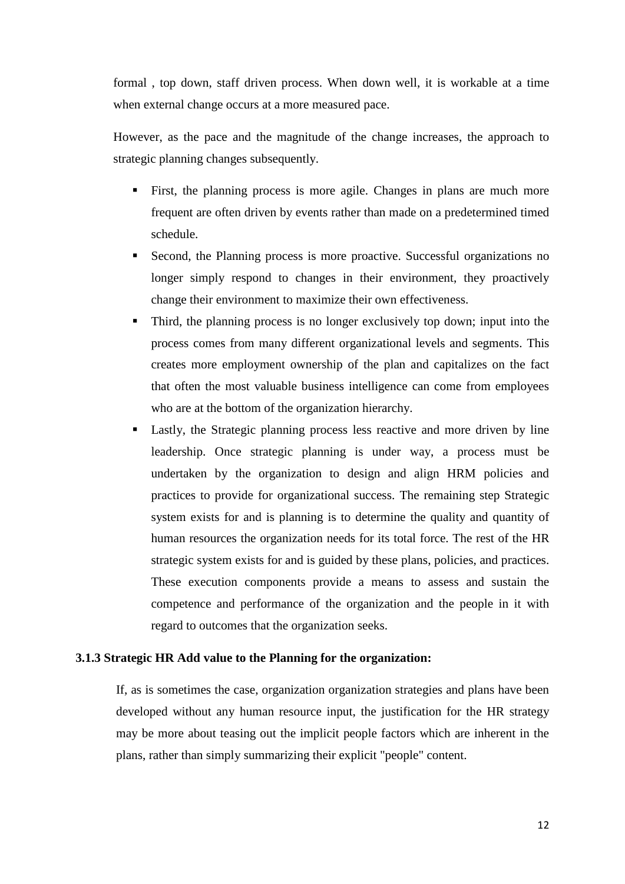formal , top down, staff driven process. When down well, it is workable at a time when external change occurs at a more measured pace.

However, as the pace and the magnitude of the change increases, the approach to strategic planning changes subsequently.

- First, the planning process is more agile. Changes in plans are much more frequent are often driven by events rather than made on a predetermined timed schedule.
- Second, the Planning process is more proactive. Successful organizations no longer simply respond to changes in their environment, they proactively change their environment to maximize their own effectiveness.
- Third, the planning process is no longer exclusively top down; input into the process comes from many different organizational levels and segments. This creates more employment ownership of the plan and capitalizes on the fact that often the most valuable business intelligence can come from employees who are at the bottom of the organization hierarchy.
- Lastly, the Strategic planning process less reactive and more driven by line leadership. Once strategic planning is under way, a process must be undertaken by the organization to design and align HRM policies and practices to provide for organizational success. The remaining step Strategic system exists for and is planning is to determine the quality and quantity of human resources the organization needs for its total force. The rest of the HR strategic system exists for and is guided by these plans, policies, and practices. These execution components provide a means to assess and sustain the competence and performance of the organization and the people in it with regard to outcomes that the organization seeks.

### 3.1.3 Strategic HR Add value to the Planning for the organization:

If, as is sometimes the case, organization organization strategies and plans have been developed without any human resource input, the justification for the HR strategy may be more about teasing out the implicit people factors which are inherent in the plans, rather than simply summarizing their explicit "people" content.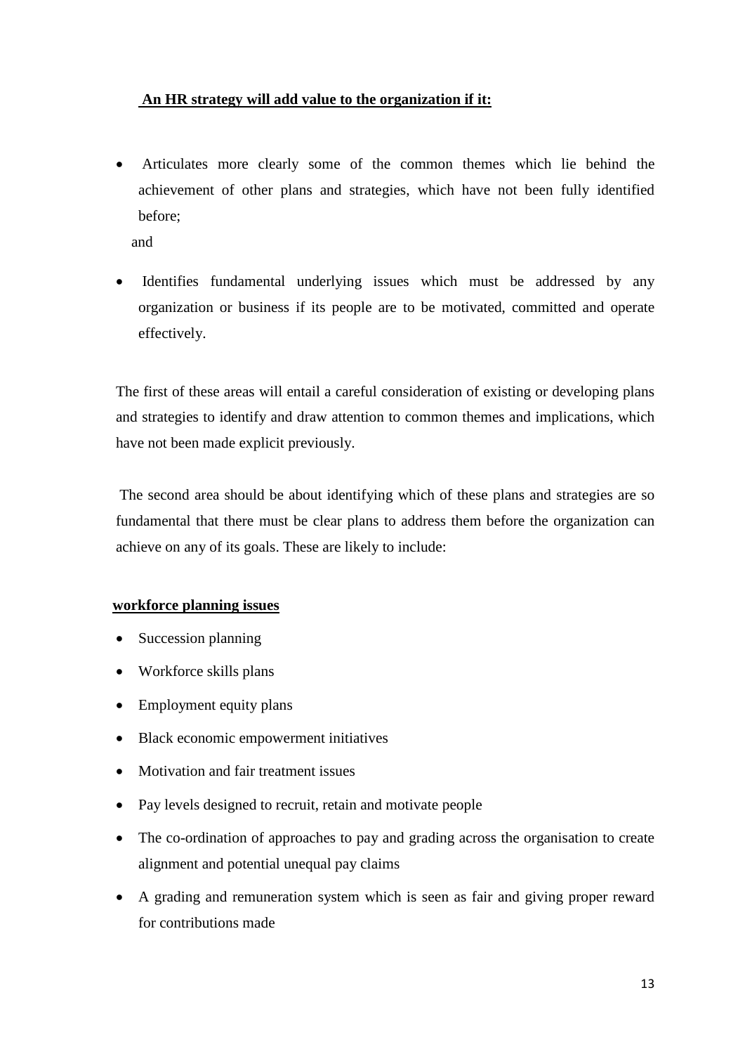**An HR strategy will add value to the organization if it:**

- Articulates more clearly some of the common themes which lie behind the achievement of other plans and strategies, which have not been fully identified before;

  and

- Identifies fundamental underlying issues which must be addressed by any organization or business if its people are to be motivated, committed and operate effectively.

The first of these areas will entail a careful consideration of existing or developing plans and strategies to identify and draw attention to common themes and implications, which have not been made explicit previously.

The second area should be about identifying which of these plans and strategies are so fundamental that there must be clear plans to address them before the organization can achieve on any of its goals. These are likely to include:

**workforce planning issues**

- Succession planning
- Workforce skills plans
- Employment equity plans
- Black economic empowerment initiatives
- Motivation and fair treatment issues
- Pay levels designed to recruit, retain and motivate people
- The co-ordination of approaches to pay and grading across the organisation to create alignment and potential unequal pay claims
- A grading and remuneration system which is seen as fair and giving proper reward for contributions made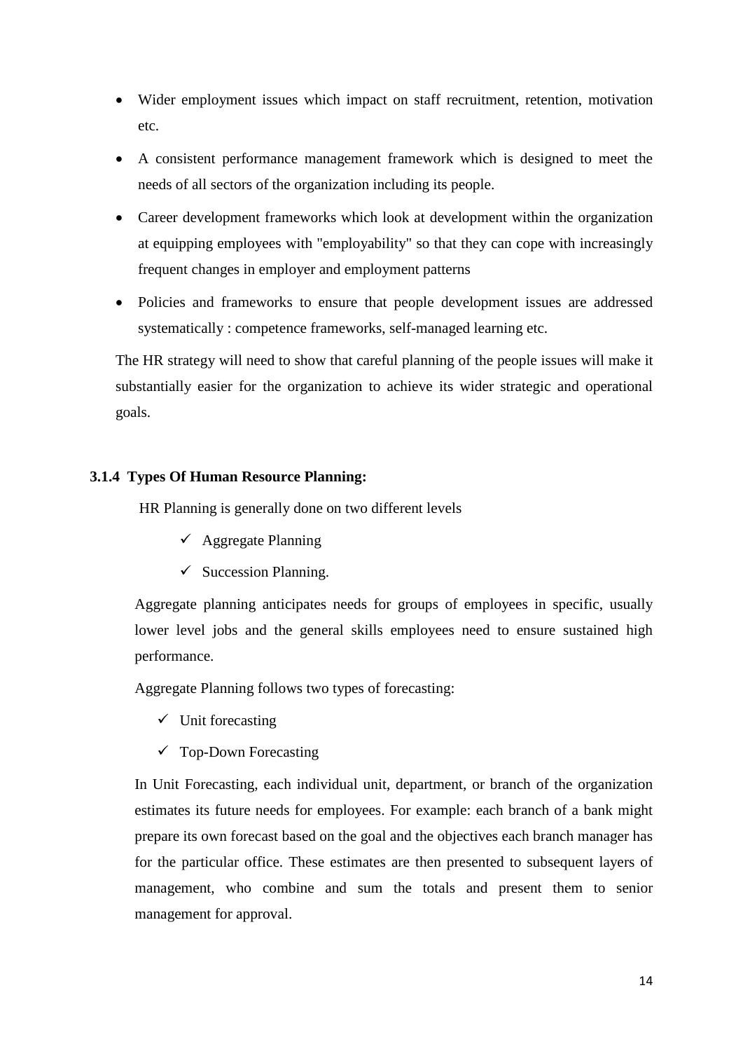- Wider employment issues which impact on staff recruitment, retention, motivation etc.
- A consistent performance management framework which is designed to meet the needs of all sectors of the organization including its people.
- Career development frameworks which look at development within the organization at equipping employees with "employability" so that they can cope with increasingly frequent changes in employer and employment patterns
- Policies and frameworks to ensure that people development issues are addressed systematically : competence frameworks, self-managed learning etc.

The HR strategy will need to show that careful planning of the people issues will make it substantially easier for the organization to achieve its wider strategic and operational goals.

### 3.1.4 Types Of Human Resource Planning:

HR Planning is generally done on two different levels

- ✓ Aggregate Planning
- ✓ Succession Planning.

Aggregate planning anticipates needs for groups of employees in specific, usually lower level jobs and the general skills employees need to ensure sustained high performance.

Aggregate Planning follows two types of forecasting:

- ✓ Unit forecasting
- ✓ Top-Down Forecasting

In Unit Forecasting, each individual unit, department, or branch of the organization estimates its future needs for employees. For example: each branch of a bank might prepare its own forecast based on the goal and the objectives each branch manager has for the particular office. These estimates are then presented to subsequent layers of management, who combine and sum the totals and present them to senior management for approval.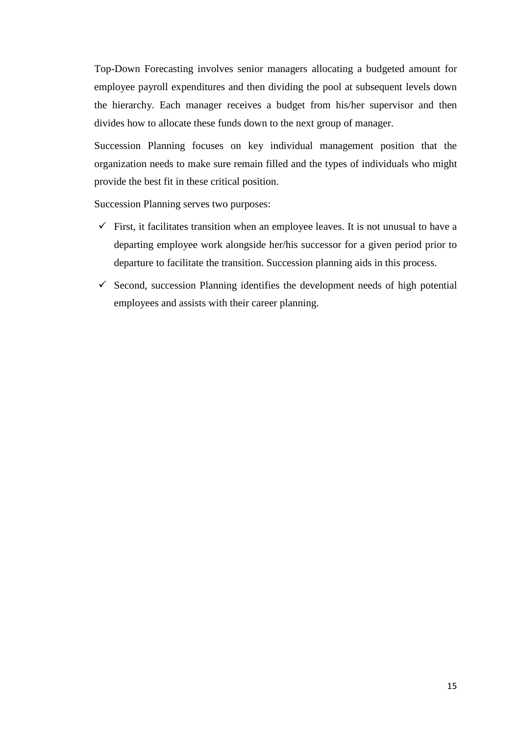Top-Down Forecasting involves senior managers allocating a budgeted amount for employee payroll expenditures and then dividing the pool at subsequent levels down the hierarchy. Each manager receives a budget from his/her supervisor and then divides how to allocate these funds down to the next group of manager.

Succession Planning focuses on key individual management position that the organization needs to make sure remain filled and the types of individuals who might provide the best fit in these critical position.

Succession Planning serves two purposes:

- ✓ First, it facilitates transition when an employee leaves. It is not unusual to have a departing employee work alongside her/his successor for a given period prior to departure to facilitate the transition. Succession planning aids in this process.
- ✓ Second, succession Planning identifies the development needs of high potential employees and assists with their career planning.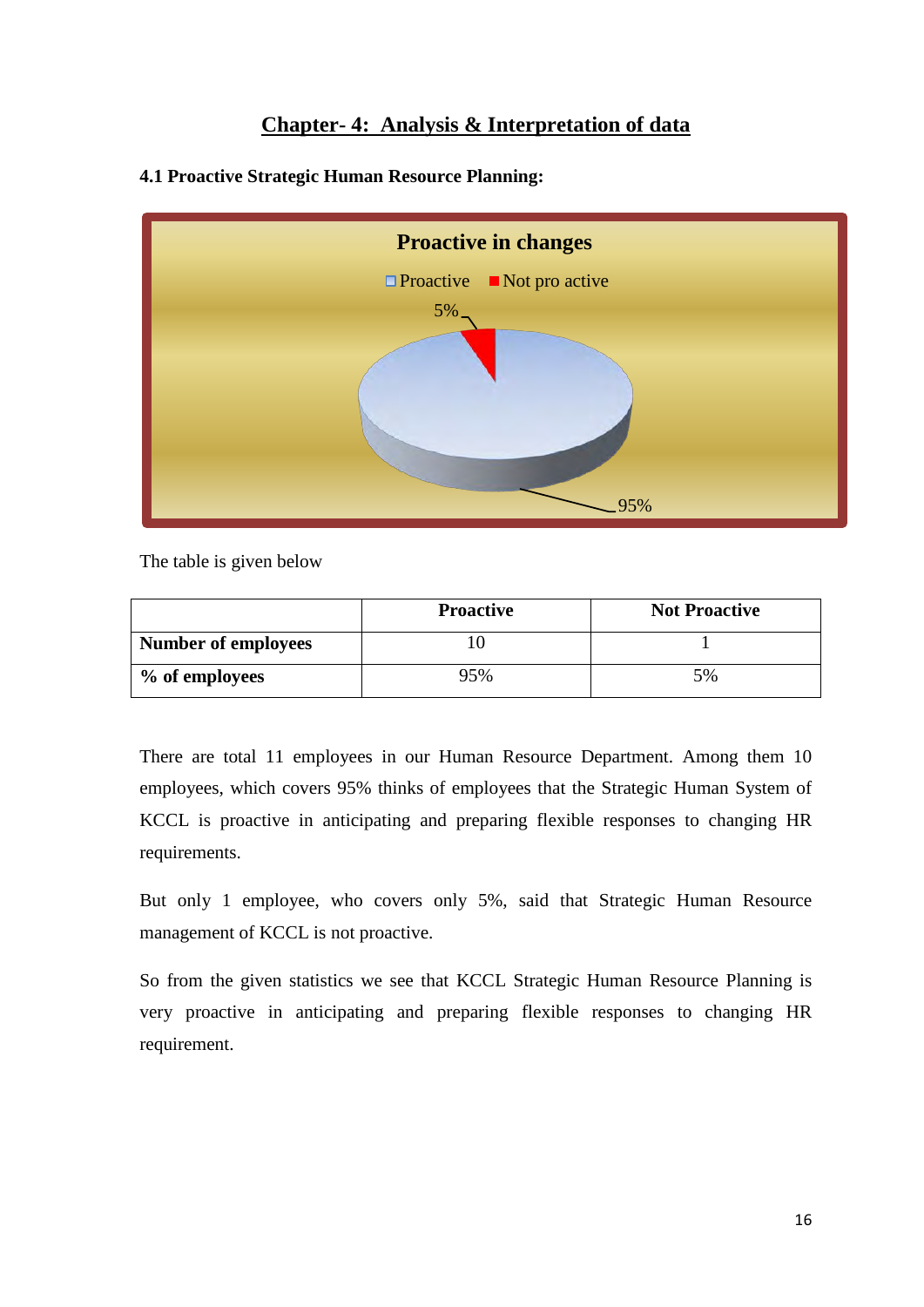# Chapter- 4: Analysis & Interpretation of data

### 4.1 Proactive Strategic Human Resource Planning:

The table is given below

| | Proactive | Not Proactive |
|---|---|---|
| **Number of employees** | 10 | 1 |
| **% of employees** | 95% | 5% |

There are total 11 employees in our Human Resource Department. Among them 10 employees, which covers 95% thinks of employees that the Strategic Human System of KCCL is proactive in anticipating and preparing flexible responses to changing HR requirements.

But only 1 employee, who covers only 5%, said that Strategic Human Resource management of KCCL is not proactive.

So from the given statistics we see that KCCL Strategic Human Resource Planning is very proactive in anticipating and preparing flexible responses to changing HR requirement.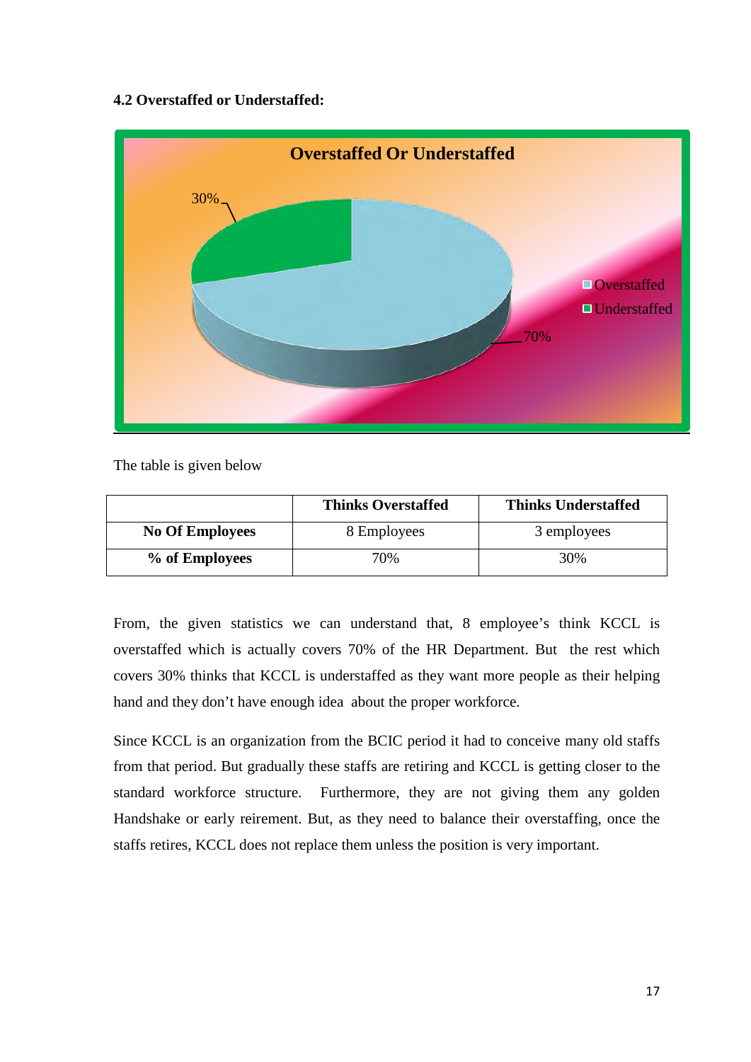### 4.2 Overstaffed or Understaffed:

The table is given below

| | Thinks Overstaffed | Thinks Understaffed |
|---|---|---|
| **No Of Employees** | 8 Employees | 3 employees |
| **% of Employees** | 70% | 30% |

From, the given statistics we can understand that, 8 employee's think KCCL is overstaffed which is actually covers 70% of the HR Department. But the rest which covers 30% thinks that KCCL is understaffed as they want more people as their helping hand and they don't have enough idea about the proper workforce.

Since KCCL is an organization from the BCIC period it had to conceive many old staffs from that period. But gradually these staffs are retiring and KCCL is getting closer to the standard workforce structure. Furthermore, they are not giving them any golden Handshake or early reirement. But, as they need to balance their overstaffing, once the staffs retires, KCCL does not replace them unless the position is very important.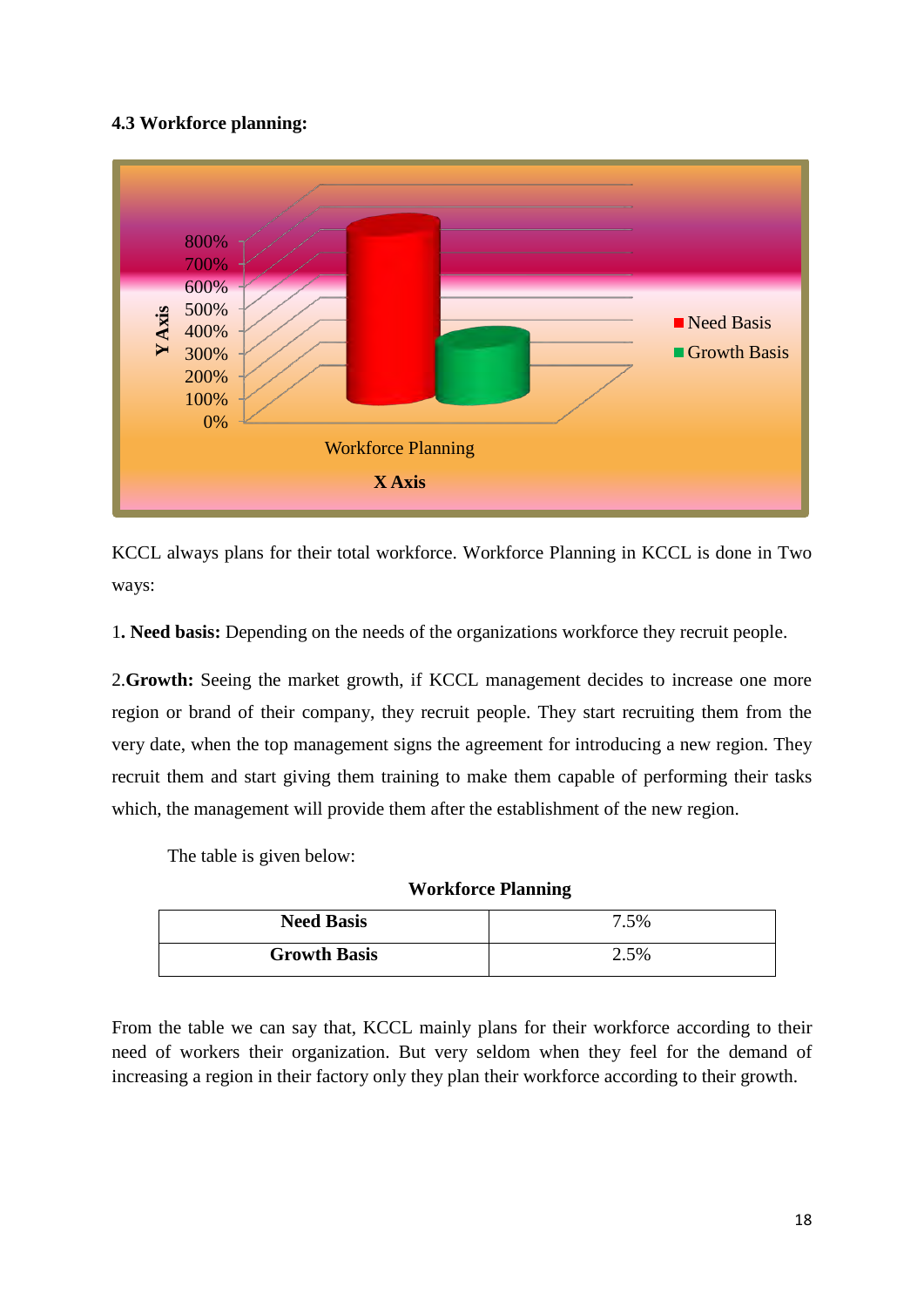**4.3 Workforce planning:**

KCCL always plans for their total workforce. Workforce Planning in KCCL is done in Two ways:

1**. Need basis:** Depending on the needs of the organizations workforce they recruit people.

2.**Growth:** Seeing the market growth, if KCCL management decides to increase one more region or brand of their company, they recruit people. They start recruiting them from the very date, when the top management signs the agreement for introducing a new region. They recruit them and start giving them training to make them capable of performing their tasks which, the management will provide them after the establishment of the new region.

The table is given below:

**Workforce Planning**

| **Need Basis** | 7.5% |
|---|---|
| **Growth Basis** | 2.5% |

From the table we can say that, KCCL mainly plans for their workforce according to their need of workers their organization. But very seldom when they feel for the demand of increasing a region in their factory only they plan their workforce according to their growth.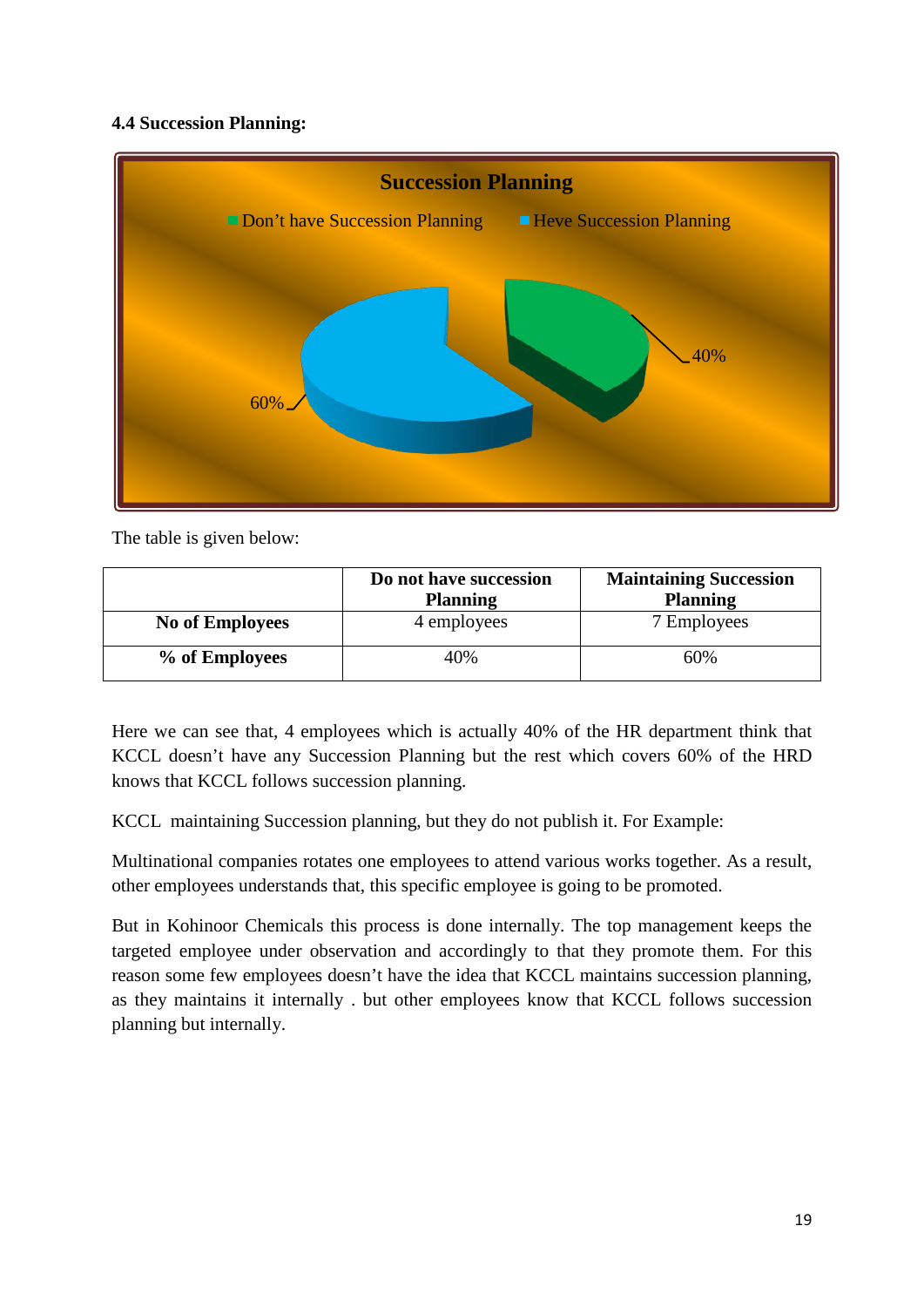**4.4 Succession Planning:**

The table is given below:

| | Do not have succession Planning | Maintaining Succession Planning |
|---|---|---|
| **No of Employees** | 4 employees | 7 Employees |
| **% of Employees** | 40% | 60% |

Here we can see that, 4 employees which is actually 40% of the HR department think that KCCL doesn't have any Succession Planning but the rest which covers 60% of the HRD knows that KCCL follows succession planning.

KCCL maintaining Succession planning, but they do not publish it. For Example:

Multinational companies rotates one employees to attend various works together. As a result, other employees understands that, this specific employee is going to be promoted.

But in Kohinoor Chemicals this process is done internally. The top management keeps the targeted employee under observation and accordingly to that they promote them. For this reason some few employees doesn't have the idea that KCCL maintains succession planning, as they maintains it internally . but other employees know that KCCL follows succession planning but internally.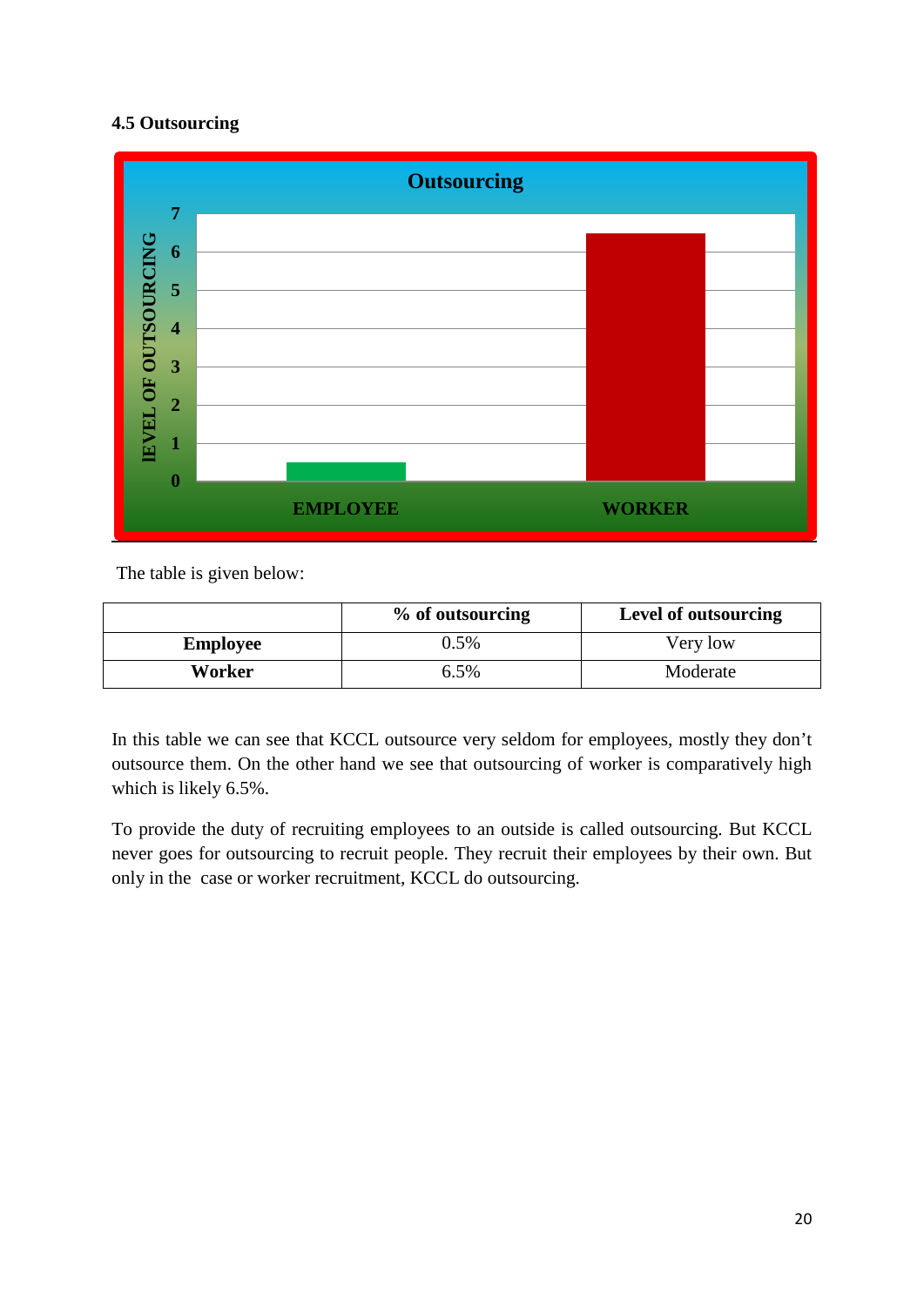### 4.5 Outsourcing

The table is given below:

| | % of outsourcing | Level of outsourcing |
|---|---|---|
| **Employee** | 0.5% | Very low |
| **Worker** | 6.5% | Moderate |

In this table we can see that KCCL outsource very seldom for employees, mostly they don't outsource them. On the other hand we see that outsourcing of worker is comparatively high which is likely 6.5%.

To provide the duty of recruiting employees to an outside is called outsourcing. But KCCL never goes for outsourcing to recruit people. They recruit their employees by their own. But only in the case or worker recruitment, KCCL do outsourcing.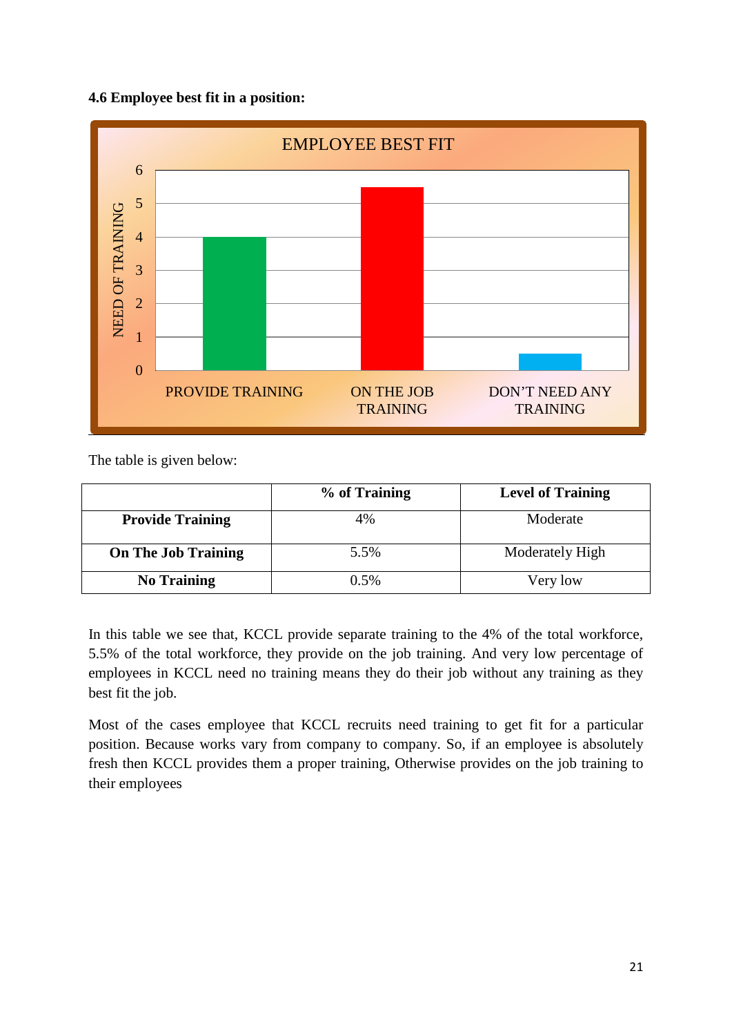**4.6 Employee best fit in a position:**

The table is given below:

| | % of Training | Level of Training |
|---|---|---|
| **Provide Training** | 4% | Moderate |
| **On The Job Training** | 5.5% | Moderately High |
| **No Training** | 0.5% | Very low |

In this table we see that, KCCL provide separate training to the 4% of the total workforce, 5.5% of the total workforce, they provide on the job training. And very low percentage of employees in KCCL need no training means they do their job without any training as they best fit the job.

Most of the cases employee that KCCL recruits need training to get fit for a particular position. Because works vary from company to company. So, if an employee is absolutely fresh then KCCL provides them a proper training, Otherwise provides on the job training to their employees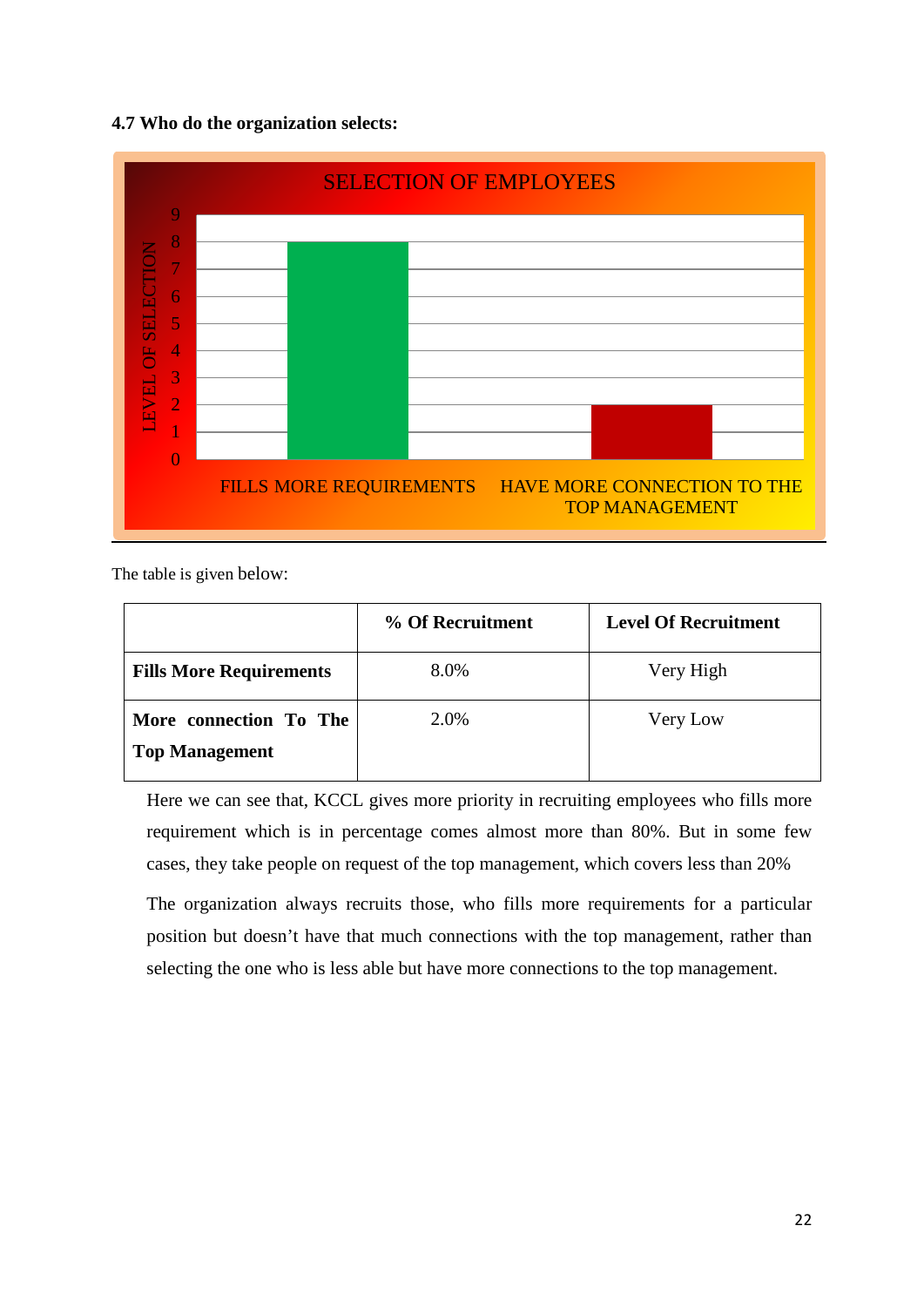### 4.7 Who do the organization selects:

The table is given below:

| | % Of Recruitment | Level Of Recruitment |
|---|---|---|
| **Fills More Requirements** | 8.0% | Very High |
| **More connection To The Top Management** | 2.0% | Very Low |

Here we can see that, KCCL gives more priority in recruiting employees who fills more requirement which is in percentage comes almost more than 80%. But in some few cases, they take people on request of the top management, which covers less than 20%

The organization always recruits those, who fills more requirements for a particular position but doesn't have that much connections with the top management, rather than selecting the one who is less able but have more connections to the top management.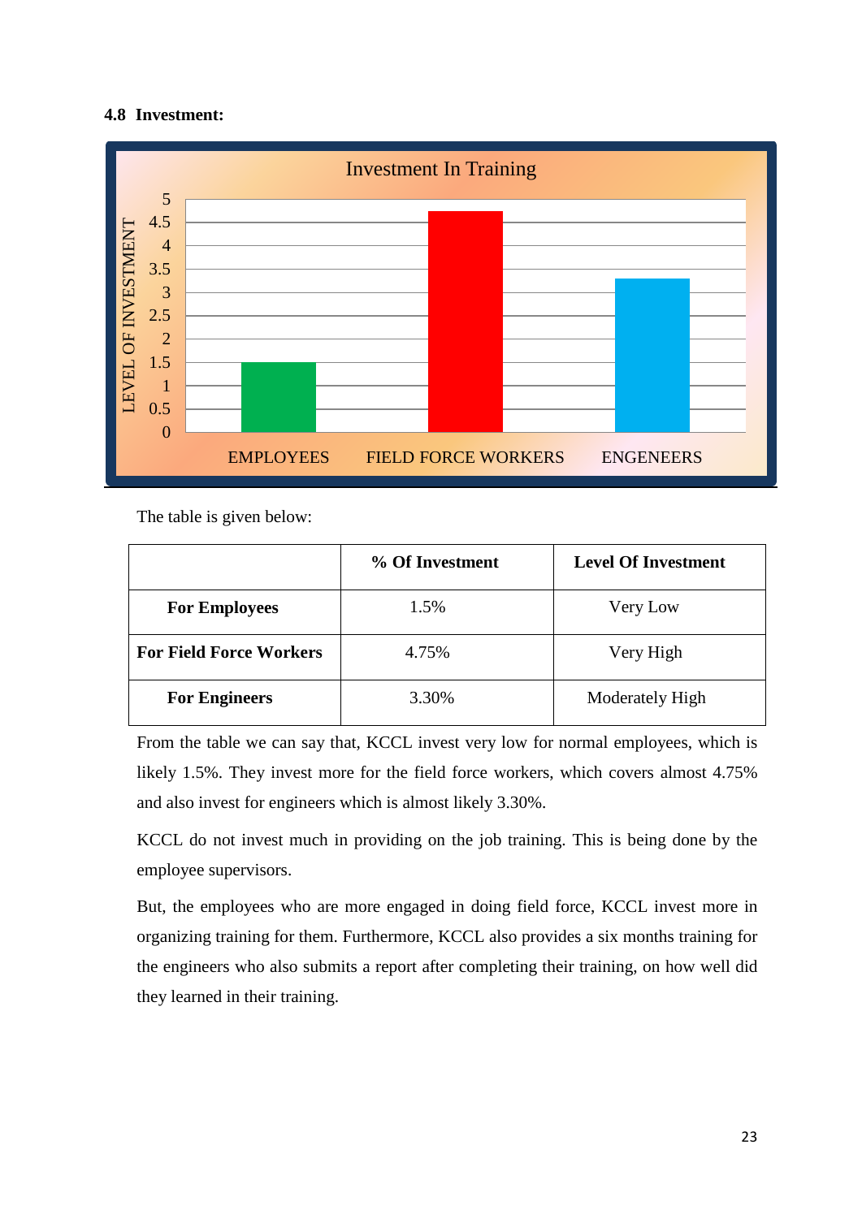### 4.8 Investment:

The table is given below:

| | % Of Investment | Level Of Investment |
|---|---|---|
| **For Employees** | 1.5% | Very Low |
| **For Field Force Workers** | 4.75% | Very High |
| **For Engineers** | 3.30% | Moderately High |

From the table we can say that, KCCL invest very low for normal employees, which is likely 1.5%. They invest more for the field force workers, which covers almost 4.75% and also invest for engineers which is almost likely 3.30%.

KCCL do not invest much in providing on the job training. This is being done by the employee supervisors.

But, the employees who are more engaged in doing field force, KCCL invest more in organizing training for them. Furthermore, KCCL also provides a six months training for the engineers who also submits a report after completing their training, on how well did they learned in their training.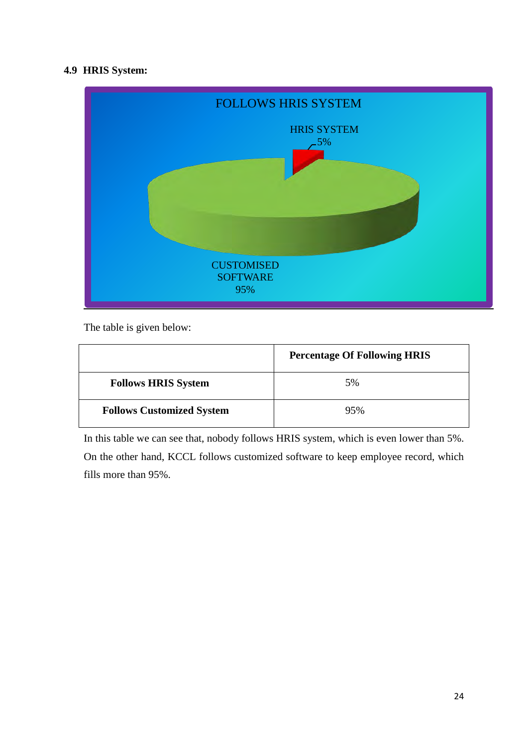### 4.9 HRIS System:

The table is given below:

| | Percentage Of Following HRIS |
|---|---|
| **Follows HRIS System** | 5% |
| **Follows Customized System** | 95% |

In this table we can see that, nobody follows HRIS system, which is even lower than 5%. On the other hand, KCCL follows customized software to keep employee record, which fills more than 95%.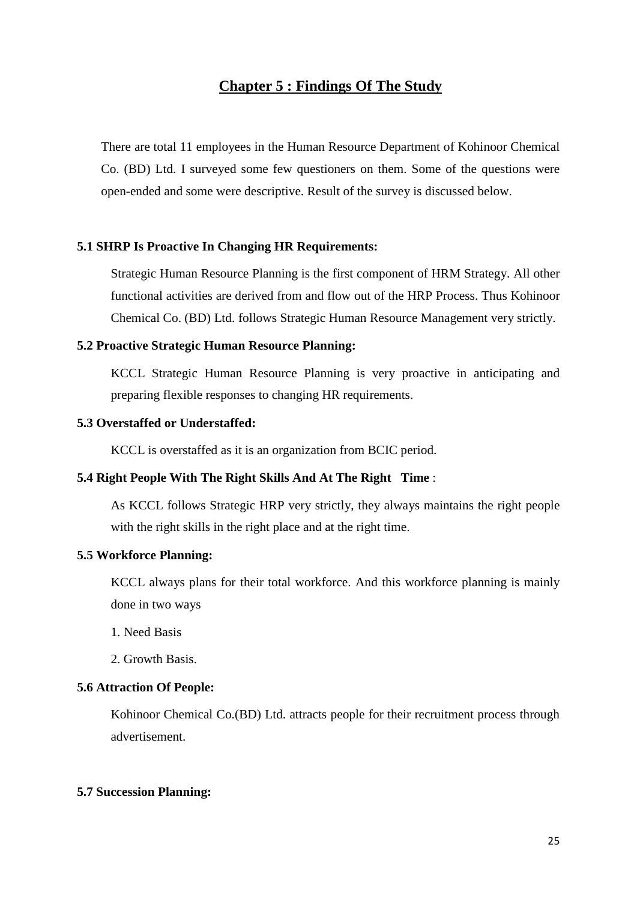# Chapter 5 : Findings Of The Study

There are total 11 employees in the Human Resource Department of Kohinoor Chemical Co. (BD) Ltd. I surveyed some few questioners on them. Some of the questions were open-ended and some were descriptive. Result of the survey is discussed below.

### 5.1 SHRP Is Proactive In Changing HR Requirements:

Strategic Human Resource Planning is the first component of HRM Strategy. All other functional activities are derived from and flow out of the HRP Process. Thus Kohinoor Chemical Co. (BD) Ltd. follows Strategic Human Resource Management very strictly.

### 5.2 Proactive Strategic Human Resource Planning:

KCCL Strategic Human Resource Planning is very proactive in anticipating and preparing flexible responses to changing HR requirements.

### 5.3 Overstaffed or Understaffed:

KCCL is overstaffed as it is an organization from BCIC period.

### 5.4 Right People With The Right Skills And At The Right Time :

As KCCL follows Strategic HRP very strictly, they always maintains the right people with the right skills in the right place and at the right time.

### 5.5 Workforce Planning:

KCCL always plans for their total workforce. And this workforce planning is mainly done in two ways

1. Need Basis
2. Growth Basis.

### 5.6 Attraction Of People:

Kohinoor Chemical Co.(BD) Ltd. attracts people for their recruitment process through advertisement.

### 5.7 Succession Planning: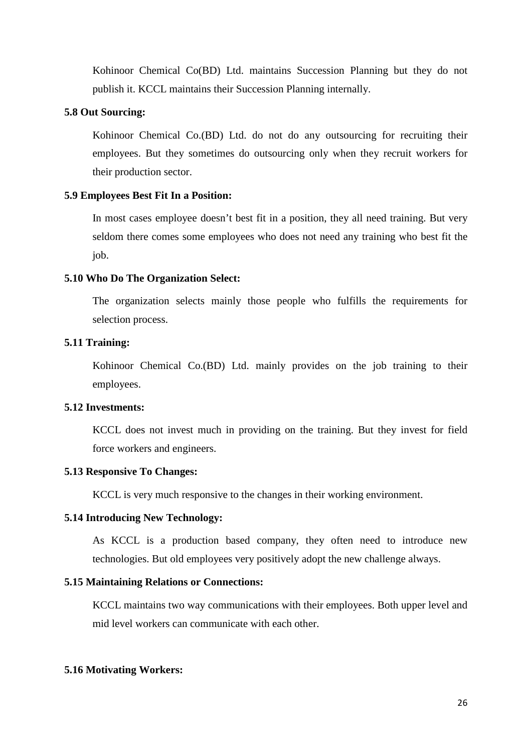Kohinoor Chemical Co(BD) Ltd. maintains Succession Planning but they do not publish it. KCCL maintains their Succession Planning internally.

### 5.8 Out Sourcing:

Kohinoor Chemical Co.(BD) Ltd. do not do any outsourcing for recruiting their employees. But they sometimes do outsourcing only when they recruit workers for their production sector.

### 5.9 Employees Best Fit In a Position:

In most cases employee doesn't best fit in a position, they all need training. But very seldom there comes some employees who does not need any training who best fit the job.

### 5.10 Who Do The Organization Select:

The organization selects mainly those people who fulfills the requirements for selection process.

### 5.11 Training:

Kohinoor Chemical Co.(BD) Ltd. mainly provides on the job training to their employees.

### 5.12 Investments:

KCCL does not invest much in providing on the training. But they invest for field force workers and engineers.

### 5.13 Responsive To Changes:

KCCL is very much responsive to the changes in their working environment.

### 5.14 Introducing New Technology:

As KCCL is a production based company, they often need to introduce new technologies. But old employees very positively adopt the new challenge always.

### 5.15 Maintaining Relations or Connections:

KCCL maintains two way communications with their employees. Both upper level and mid level workers can communicate with each other.

### 5.16 Motivating Workers: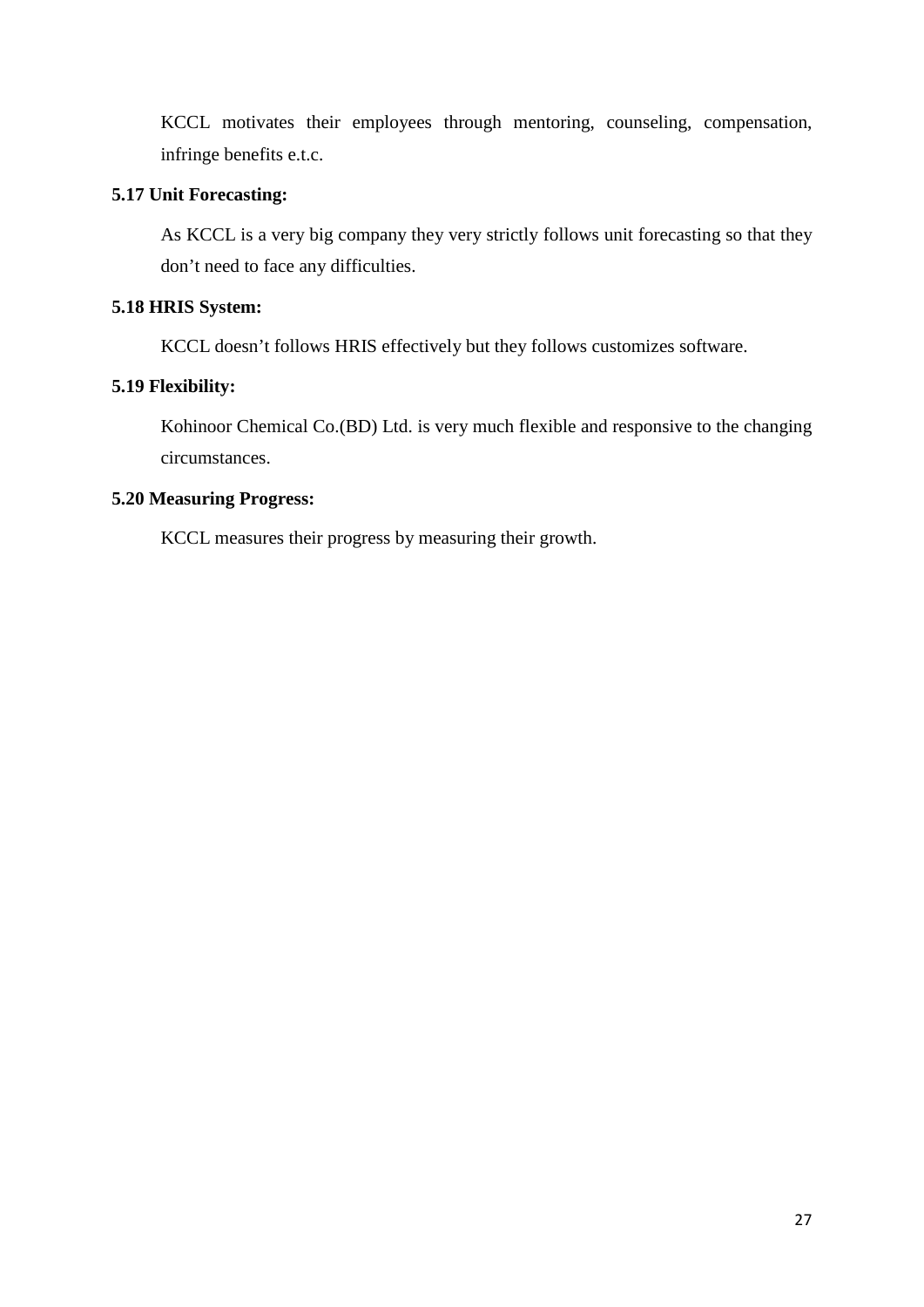KCCL motivates their employees through mentoring, counseling, compensation, infringe benefits e.t.c.

### 5.17 Unit Forecasting:

As KCCL is a very big company they very strictly follows unit forecasting so that they don't need to face any difficulties.

### 5.18 HRIS System:

KCCL doesn't follows HRIS effectively but they follows customizes software.

### 5.19 Flexibility:

Kohinoor Chemical Co.(BD) Ltd. is very much flexible and responsive to the changing circumstances.

### 5.20 Measuring Progress:

KCCL measures their progress by measuring their growth.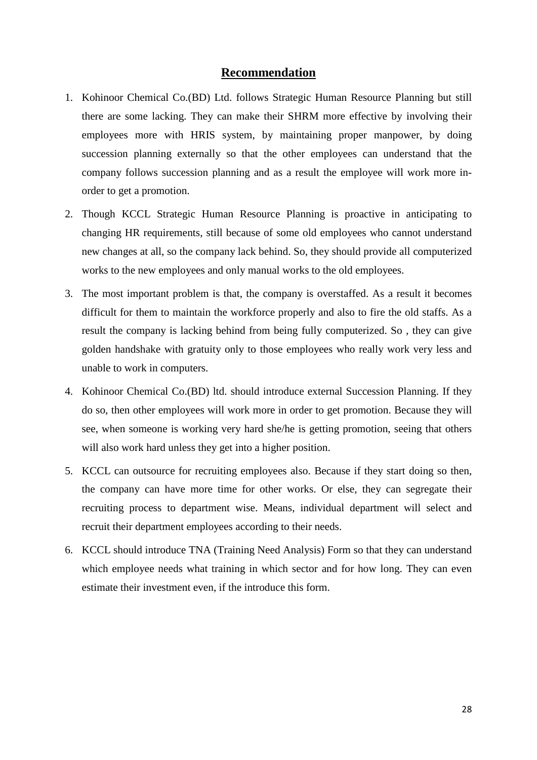# Recommendation

1. Kohinoor Chemical Co.(BD) Ltd. follows Strategic Human Resource Planning but still there are some lacking. They can make their SHRM more effective by involving their employees more with HRIS system, by maintaining proper manpower, by doing succession planning externally so that the other employees can understand that the company follows succession planning and as a result the employee will work more in-order to get a promotion.
2. Though KCCL Strategic Human Resource Planning is proactive in anticipating to changing HR requirements, still because of some old employees who cannot understand new changes at all, so the company lack behind. So, they should provide all computerized works to the new employees and only manual works to the old employees.
3. The most important problem is that, the company is overstaffed. As a result it becomes difficult for them to maintain the workforce properly and also to fire the old staffs. As a result the company is lacking behind from being fully computerized. So , they can give golden handshake with gratuity only to those employees who really work very less and unable to work in computers.
4. Kohinoor Chemical Co.(BD) ltd. should introduce external Succession Planning. If they do so, then other employees will work more in order to get promotion. Because they will see, when someone is working very hard she/he is getting promotion, seeing that others will also work hard unless they get into a higher position.
5. KCCL can outsource for recruiting employees also. Because if they start doing so then, the company can have more time for other works. Or else, they can segregate their recruiting process to department wise. Means, individual department will select and recruit their department employees according to their needs.
6. KCCL should introduce TNA (Training Need Analysis) Form so that they can understand which employee needs what training in which sector and for how long. They can even estimate their investment even, if the introduce this form.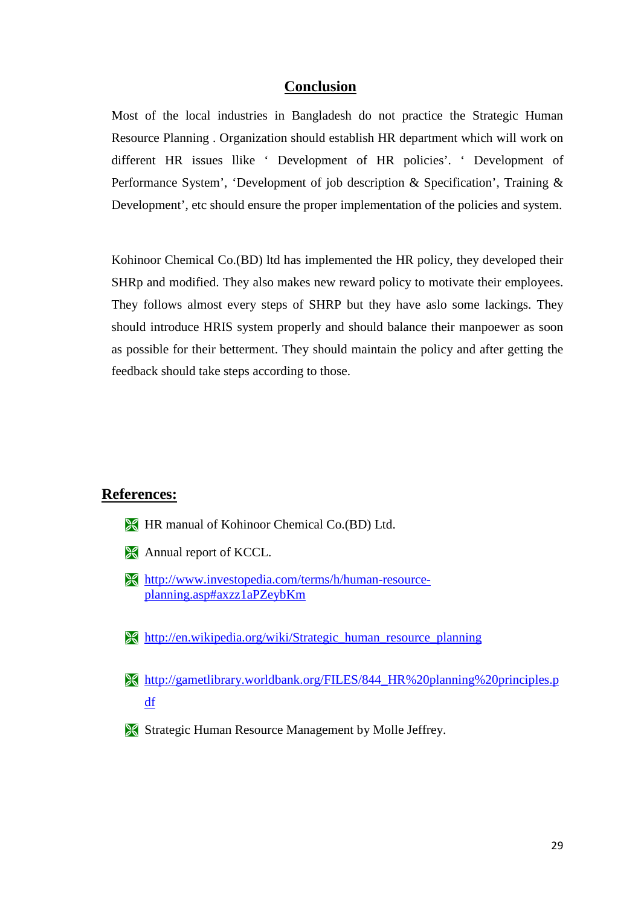## Conclusion

Most of the local industries in Bangladesh do not practice the Strategic Human Resource Planning . Organization should establish HR department which will work on different HR issues llike ' Development of HR policies'. ' Development of Performance System', 'Development of job description & Specification', Training & Development', etc should ensure the proper implementation of the policies and system.

Kohinoor Chemical Co.(BD) ltd has implemented the HR policy, they developed their SHRp and modified. They also makes new reward policy to motivate their employees. They follows almost every steps of SHRP but they have aslo some lackings. They should introduce HRIS system properly and should balance their manpoewer as soon as possible for their betterment. They should maintain the policy and after getting the feedback should take steps according to those.

## References:

- HR manual of Kohinoor Chemical Co.(BD) Ltd.
- Annual report of KCCL.
- http://www.investopedia.com/terms/h/human-resource-planning.asp#axzz1aPZeybKm
- http://en.wikipedia.org/wiki/Strategic_human_resource_planning
- http://gametlibrary.worldbank.org/FILES/844_HR%20planning%20principles.pdf
- Strategic Human Resource Management by Molle Jeffrey.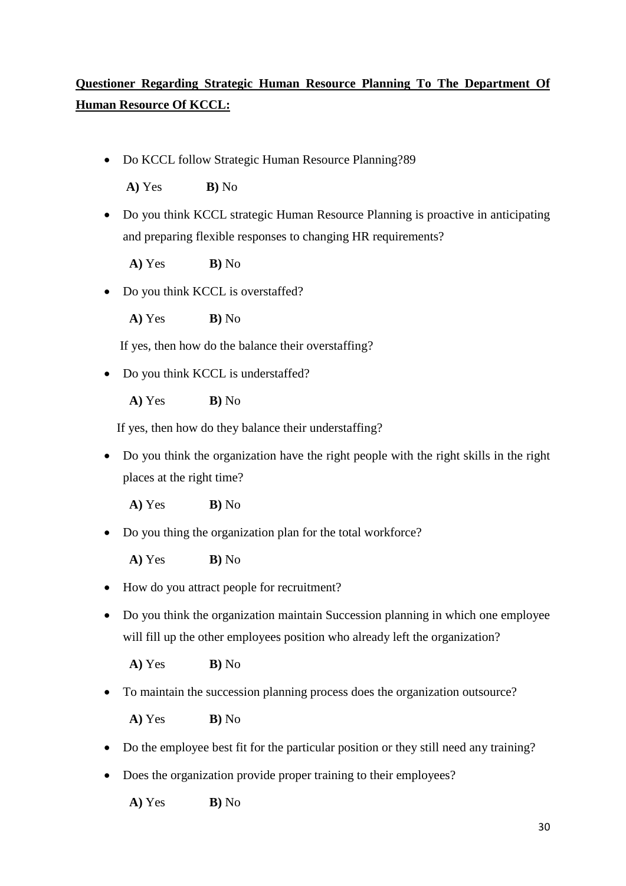**<u>Questioner Regarding Strategic Human Resource Planning To The Department Of Human Resource Of KCCL:</u>**

- Do KCCL follow Strategic Human Resource Planning?89

  **A)** Yes **B)** No

- Do you think KCCL strategic Human Resource Planning is proactive in anticipating and preparing flexible responses to changing HR requirements?

  **A)** Yes **B)** No

- Do you think KCCL is overstaffed?

  **A)** Yes **B)** No

  If yes, then how do the balance their overstaffing?

- Do you think KCCL is understaffed?

  **A)** Yes **B)** No

  If yes, then how do they balance their understaffing?

- Do you think the organization have the right people with the right skills in the right places at the right time?

  **A)** Yes **B)** No

- Do you thing the organization plan for the total workforce?

  **A)** Yes **B)** No

- How do you attract people for recruitment?

- Do you think the organization maintain Succession planning in which one employee will fill up the other employees position who already left the organization?

  **A)** Yes **B)** No

- To maintain the succession planning process does the organization outsource?

  **A)** Yes **B)** No

- Do the employee best fit for the particular position or they still need any training?

- Does the organization provide proper training to their employees?

  **A)** Yes **B)** No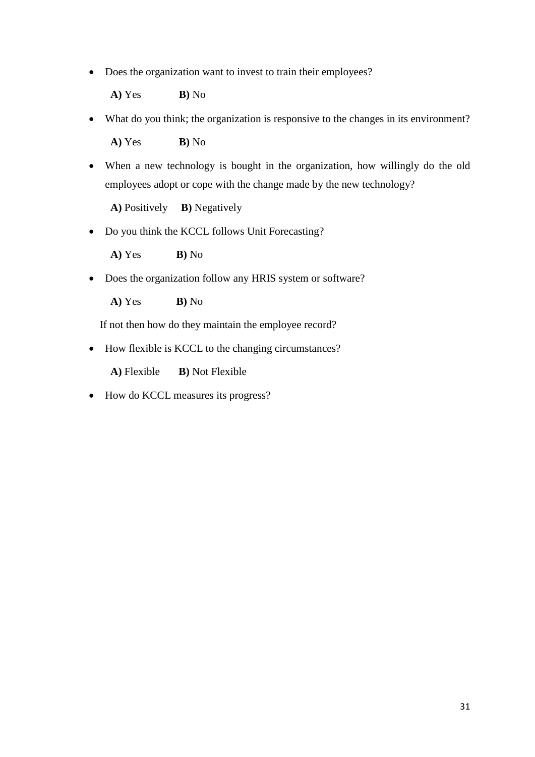- Does the organization want to invest to train their employees?

  **A)** Yes **B)** No

- What do you think; the organization is responsive to the changes in its environment?

  **A)** Yes **B)** No

- When a new technology is bought in the organization, how willingly do the old employees adopt or cope with the change made by the new technology?

  **A)** Positively **B)** Negatively

- Do you think the KCCL follows Unit Forecasting?

  **A)** Yes **B)** No

- Does the organization follow any HRIS system or software?

  **A)** Yes **B)** No

  If not then how do they maintain the employee record?

- How flexible is KCCL to the changing circumstances?

  **A)** Flexible **B)** Not Flexible

- How do KCCL measures its progress?